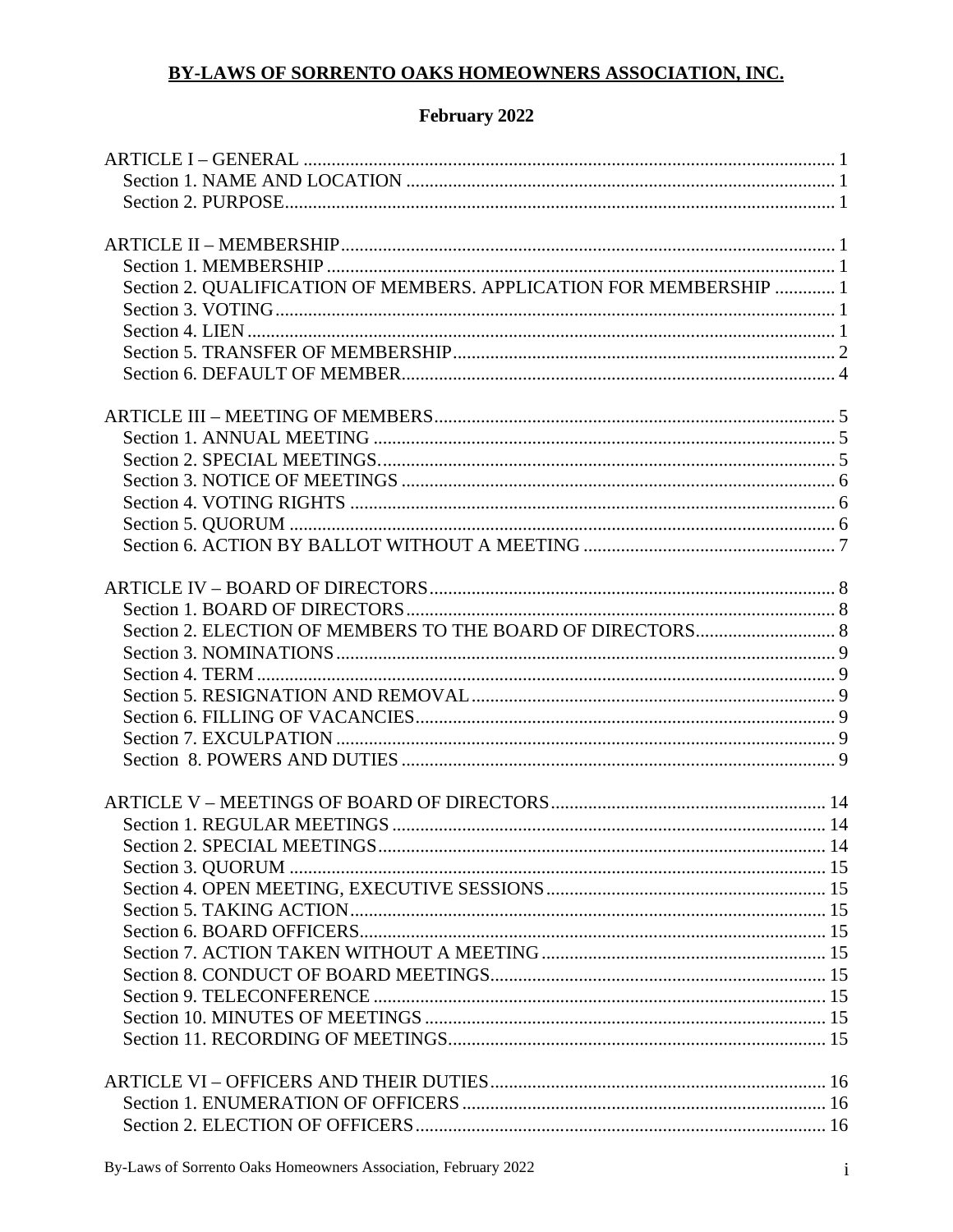# BY-LAWS OF SORRENTO OAKS HOMEOWNERS ASSOCIATION, INC.

## February 2022

ARTICLE I – GENERAL ..... 1
- Section 1. NAME AND LOCATION ..... 1
- Section 2. PURPOSE ..... 1

ARTICLE II – MEMBERSHIP ..... 1
- Section 1. MEMBERSHIP ..... 1
- Section 2. QUALIFICATION OF MEMBERS. APPLICATION FOR MEMBERSHIP ..... 1
- Section 3. VOTING ..... 1
- Section 4. LIEN ..... 1
- Section 5. TRANSFER OF MEMBERSHIP ..... 2
- Section 6. DEFAULT OF MEMBER ..... 4

ARTICLE III – MEETING OF MEMBERS ..... 5
- Section 1. ANNUAL MEETING ..... 5
- Section 2. SPECIAL MEETINGS ..... 5
- Section 3. NOTICE OF MEETINGS ..... 6
- Section 4. VOTING RIGHTS ..... 6
- Section 5. QUORUM ..... 6
- Section 6. ACTION BY BALLOT WITHOUT A MEETING ..... 7

ARTICLE IV – BOARD OF DIRECTORS ..... 8
- Section 1. BOARD OF DIRECTORS ..... 8
- Section 2. ELECTION OF MEMBERS TO THE BOARD OF DIRECTORS ..... 8
- Section 3. NOMINATIONS ..... 9
- Section 4. TERM ..... 9
- Section 5. RESIGNATION AND REMOVAL ..... 9
- Section 6. FILLING OF VACANCIES ..... 9
- Section 7. EXCULPATION ..... 9
- Section 8. POWERS AND DUTIES ..... 9

ARTICLE V – MEETINGS OF BOARD OF DIRECTORS ..... 14
- Section 1. REGULAR MEETINGS ..... 14
- Section 2. SPECIAL MEETINGS ..... 14
- Section 3. QUORUM ..... 15
- Section 4. OPEN MEETING, EXECUTIVE SESSIONS ..... 15
- Section 5. TAKING ACTION ..... 15
- Section 6. BOARD OFFICERS ..... 15
- Section 7. ACTION TAKEN WITHOUT A MEETING ..... 15
- Section 8. CONDUCT OF BOARD MEETINGS ..... 15
- Section 9. TELECONFERENCE ..... 15
- Section 10. MINUTES OF MEETINGS ..... 15
- Section 11. RECORDING OF MEETINGS ..... 15

ARTICLE VI – OFFICERS AND THEIR DUTIES ..... 16
- Section 1. ENUMERATION OF OFFICERS ..... 16
- Section 2. ELECTION OF OFFICERS ..... 16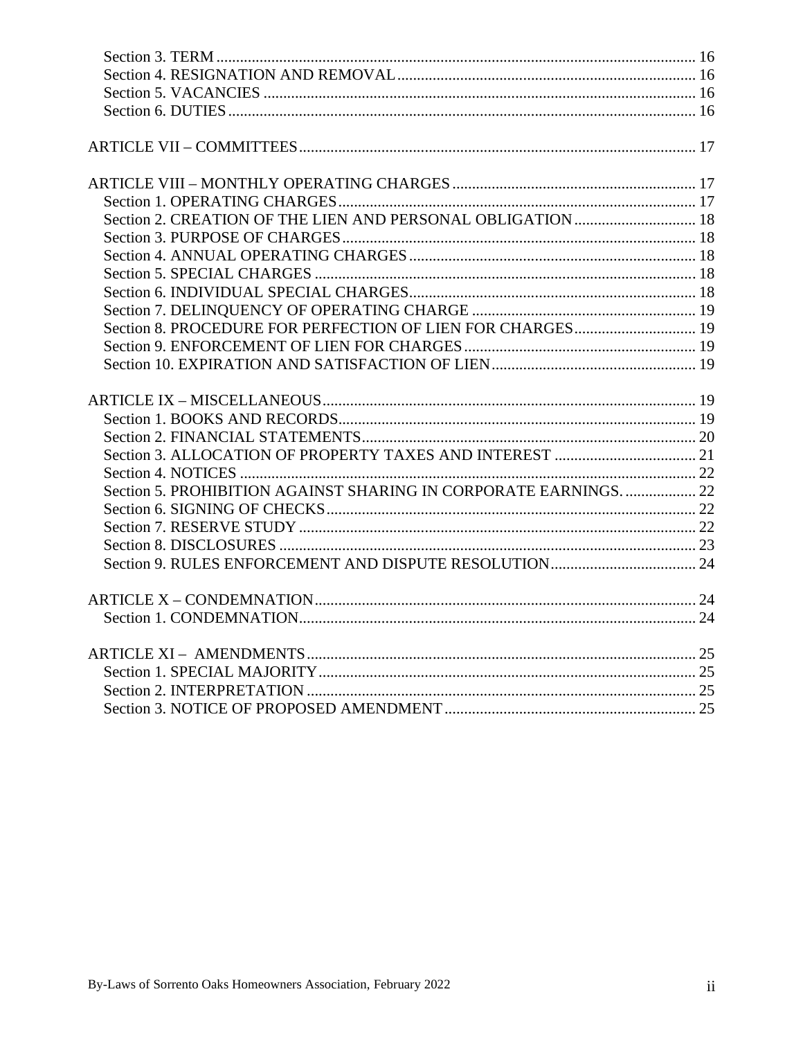Section 3. TERM ............ 16
Section 4. RESIGNATION AND REMOVAL ............ 16
Section 5. VACANCIES ............ 16
Section 6. DUTIES ............ 16

ARTICLE VII – COMMITTEES ............ 17

ARTICLE VIII – MONTHLY OPERATING CHARGES ............ 17
Section 1. OPERATING CHARGES ............ 17
Section 2. CREATION OF THE LIEN AND PERSONAL OBLIGATION ............ 18
Section 3. PURPOSE OF CHARGES ............ 18
Section 4. ANNUAL OPERATING CHARGES ............ 18
Section 5. SPECIAL CHARGES ............ 18
Section 6. INDIVIDUAL SPECIAL CHARGES ............ 18
Section 7. DELINQUENCY OF OPERATING CHARGE ............ 19
Section 8. PROCEDURE FOR PERFECTION OF LIEN FOR CHARGES ............ 19
Section 9. ENFORCEMENT OF LIEN FOR CHARGES ............ 19
Section 10. EXPIRATION AND SATISFACTION OF LIEN ............ 19

ARTICLE IX – MISCELLANEOUS ............ 19
Section 1. BOOKS AND RECORDS ............ 19
Section 2. FINANCIAL STATEMENTS ............ 20
Section 3. ALLOCATION OF PROPERTY TAXES AND INTEREST ............ 21
Section 4. NOTICES ............ 22
Section 5. PROHIBITION AGAINST SHARING IN CORPORATE EARNINGS. ............ 22
Section 6. SIGNING OF CHECKS ............ 22
Section 7. RESERVE STUDY ............ 22
Section 8. DISCLOSURES ............ 23
Section 9. RULES ENFORCEMENT AND DISPUTE RESOLUTION ............ 24

ARTICLE X – CONDEMNATION ............ 24
Section 1. CONDEMNATION ............ 24

ARTICLE XI – AMENDMENTS ............ 25
Section 1. SPECIAL MAJORITY ............ 25
Section 2. INTERPRETATION ............ 25
Section 3. NOTICE OF PROPOSED AMENDMENT ............ 25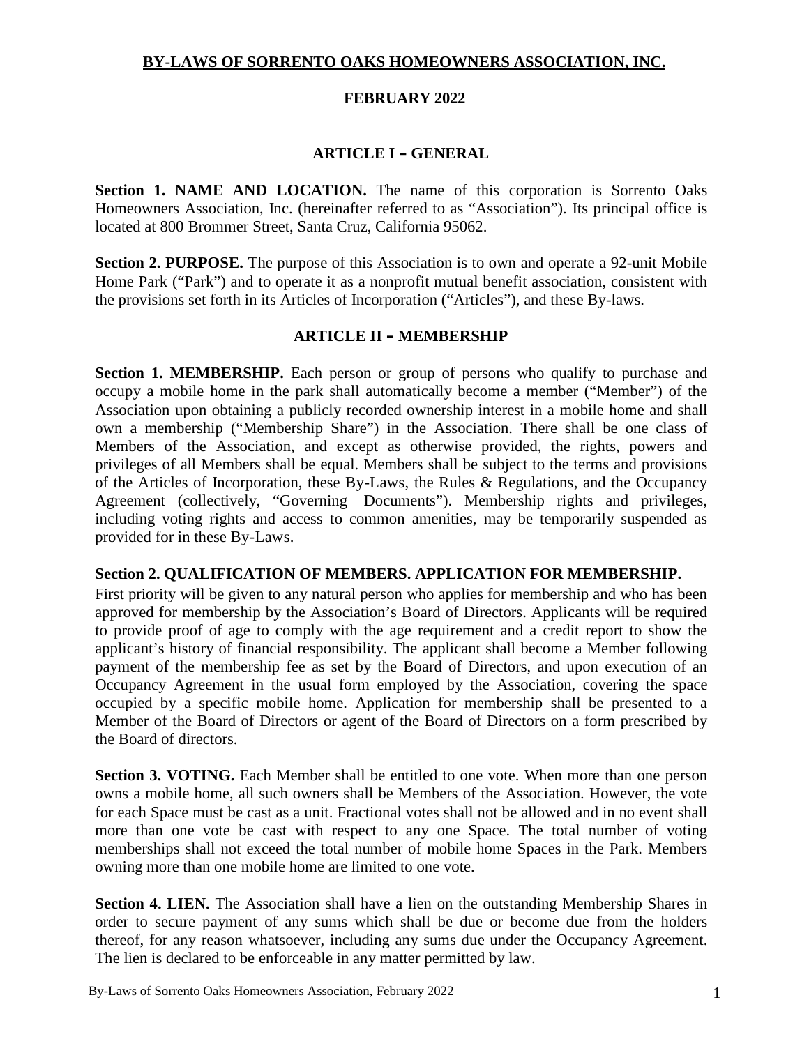# BY-LAWS OF SORRENTO OAKS HOMEOWNERS ASSOCIATION, INC.

**FEBRUARY 2022**

## ARTICLE I – GENERAL

**Section 1. NAME AND LOCATION.** The name of this corporation is Sorrento Oaks Homeowners Association, Inc. (hereinafter referred to as "Association"). Its principal office is located at 800 Brommer Street, Santa Cruz, California 95062.

**Section 2. PURPOSE.** The purpose of this Association is to own and operate a 92-unit Mobile Home Park ("Park") and to operate it as a nonprofit mutual benefit association, consistent with the provisions set forth in its Articles of Incorporation ("Articles"), and these By-laws.

## ARTICLE II – MEMBERSHIP

**Section 1. MEMBERSHIP.** Each person or group of persons who qualify to purchase and occupy a mobile home in the park shall automatically become a member ("Member") of the Association upon obtaining a publicly recorded ownership interest in a mobile home and shall own a membership ("Membership Share") in the Association. There shall be one class of Members of the Association, and except as otherwise provided, the rights, powers and privileges of all Members shall be equal. Members shall be subject to the terms and provisions of the Articles of Incorporation, these By-Laws, the Rules & Regulations, and the Occupancy Agreement (collectively, "Governing Documents"). Membership rights and privileges, including voting rights and access to common amenities, may be temporarily suspended as provided for in these By-Laws.

**Section 2. QUALIFICATION OF MEMBERS. APPLICATION FOR MEMBERSHIP.**
First priority will be given to any natural person who applies for membership and who has been approved for membership by the Association's Board of Directors. Applicants will be required to provide proof of age to comply with the age requirement and a credit report to show the applicant's history of financial responsibility. The applicant shall become a Member following payment of the membership fee as set by the Board of Directors, and upon execution of an Occupancy Agreement in the usual form employed by the Association, covering the space occupied by a specific mobile home. Application for membership shall be presented to a Member of the Board of Directors or agent of the Board of Directors on a form prescribed by the Board of directors.

**Section 3. VOTING.** Each Member shall be entitled to one vote. When more than one person owns a mobile home, all such owners shall be Members of the Association. However, the vote for each Space must be cast as a unit. Fractional votes shall not be allowed and in no event shall more than one vote be cast with respect to any one Space. The total number of voting memberships shall not exceed the total number of mobile home Spaces in the Park. Members owning more than one mobile home are limited to one vote.

**Section 4. LIEN.** The Association shall have a lien on the outstanding Membership Shares in order to secure payment of any sums which shall be due or become due from the holders thereof, for any reason whatsoever, including any sums due under the Occupancy Agreement. The lien is declared to be enforceable in any matter permitted by law.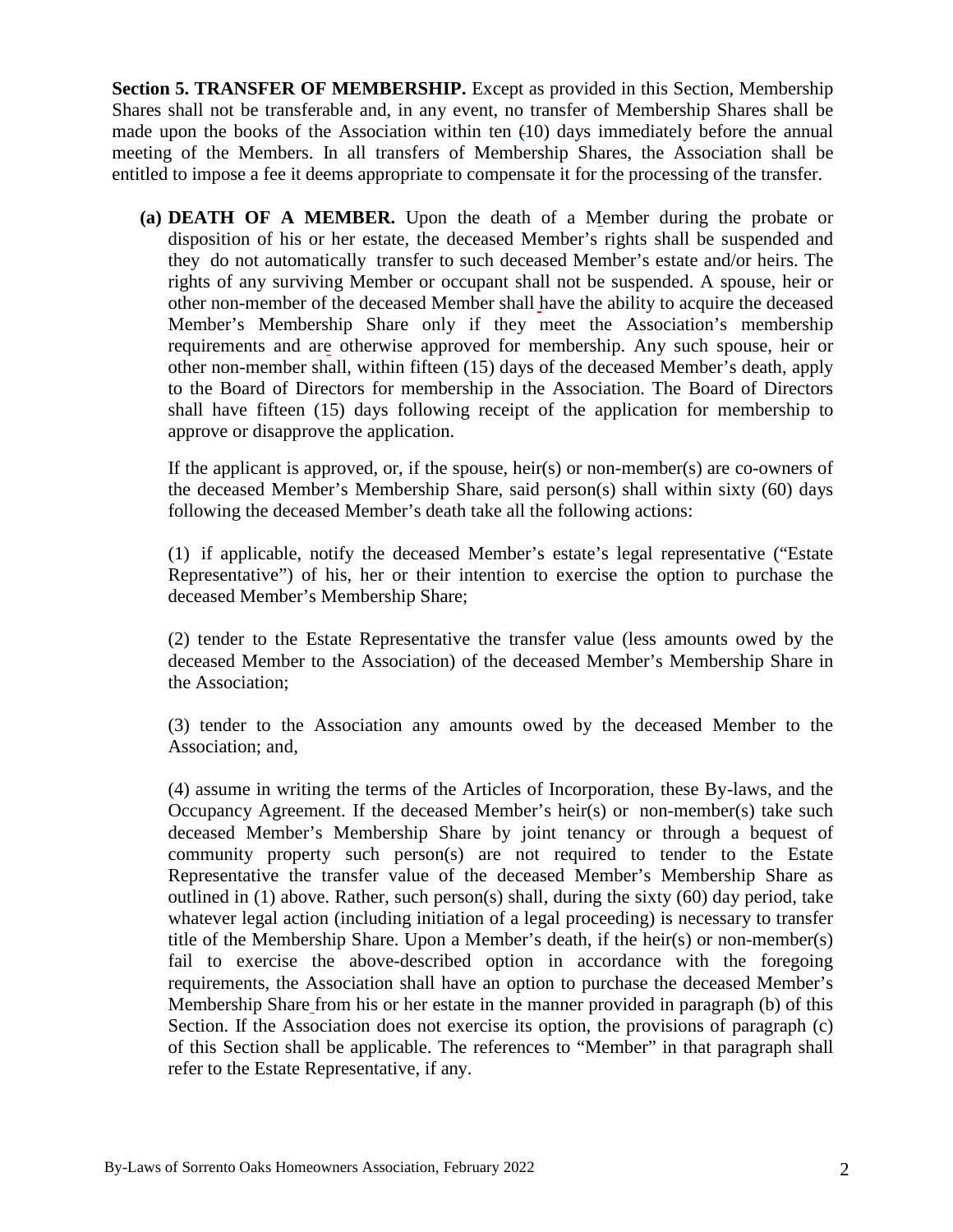**Section 5. TRANSFER OF MEMBERSHIP.** Except as provided in this Section, Membership Shares shall not be transferable and, in any event, no transfer of Membership Shares shall be made upon the books of the Association within ten (10) days immediately before the annual meeting of the Members. In all transfers of Membership Shares, the Association shall be entitled to impose a fee it deems appropriate to compensate it for the processing of the transfer.

**(a) DEATH OF A MEMBER.** Upon the death of a Member during the probate or disposition of his or her estate, the deceased Member's rights shall be suspended and they do not automatically transfer to such deceased Member's estate and/or heirs. The rights of any surviving Member or occupant shall not be suspended. A spouse, heir or other non-member of the deceased Member shall have the ability to acquire the deceased Member's Membership Share only if they meet the Association's membership requirements and are otherwise approved for membership. Any such spouse, heir or other non-member shall, within fifteen (15) days of the deceased Member's death, apply to the Board of Directors for membership in the Association. The Board of Directors shall have fifteen (15) days following receipt of the application for membership to approve or disapprove the application.

If the applicant is approved, or, if the spouse, heir(s) or non-member(s) are co-owners of the deceased Member's Membership Share, said person(s) shall within sixty (60) days following the deceased Member's death take all the following actions:

(1) if applicable, notify the deceased Member's estate's legal representative ("Estate Representative") of his, her or their intention to exercise the option to purchase the deceased Member's Membership Share;

(2) tender to the Estate Representative the transfer value (less amounts owed by the deceased Member to the Association) of the deceased Member's Membership Share in the Association;

(3) tender to the Association any amounts owed by the deceased Member to the Association; and,

(4) assume in writing the terms of the Articles of Incorporation, these By-laws, and the Occupancy Agreement. If the deceased Member's heir(s) or non-member(s) take such deceased Member's Membership Share by joint tenancy or through a bequest of community property such person(s) are not required to tender to the Estate Representative the transfer value of the deceased Member's Membership Share as outlined in (1) above. Rather, such person(s) shall, during the sixty (60) day period, take whatever legal action (including initiation of a legal proceeding) is necessary to transfer title of the Membership Share. Upon a Member's death, if the heir(s) or non-member(s) fail to exercise the above-described option in accordance with the foregoing requirements, the Association shall have an option to purchase the deceased Member's Membership Share from his or her estate in the manner provided in paragraph (b) of this Section. If the Association does not exercise its option, the provisions of paragraph (c) of this Section shall be applicable. The references to "Member" in that paragraph shall refer to the Estate Representative, if any.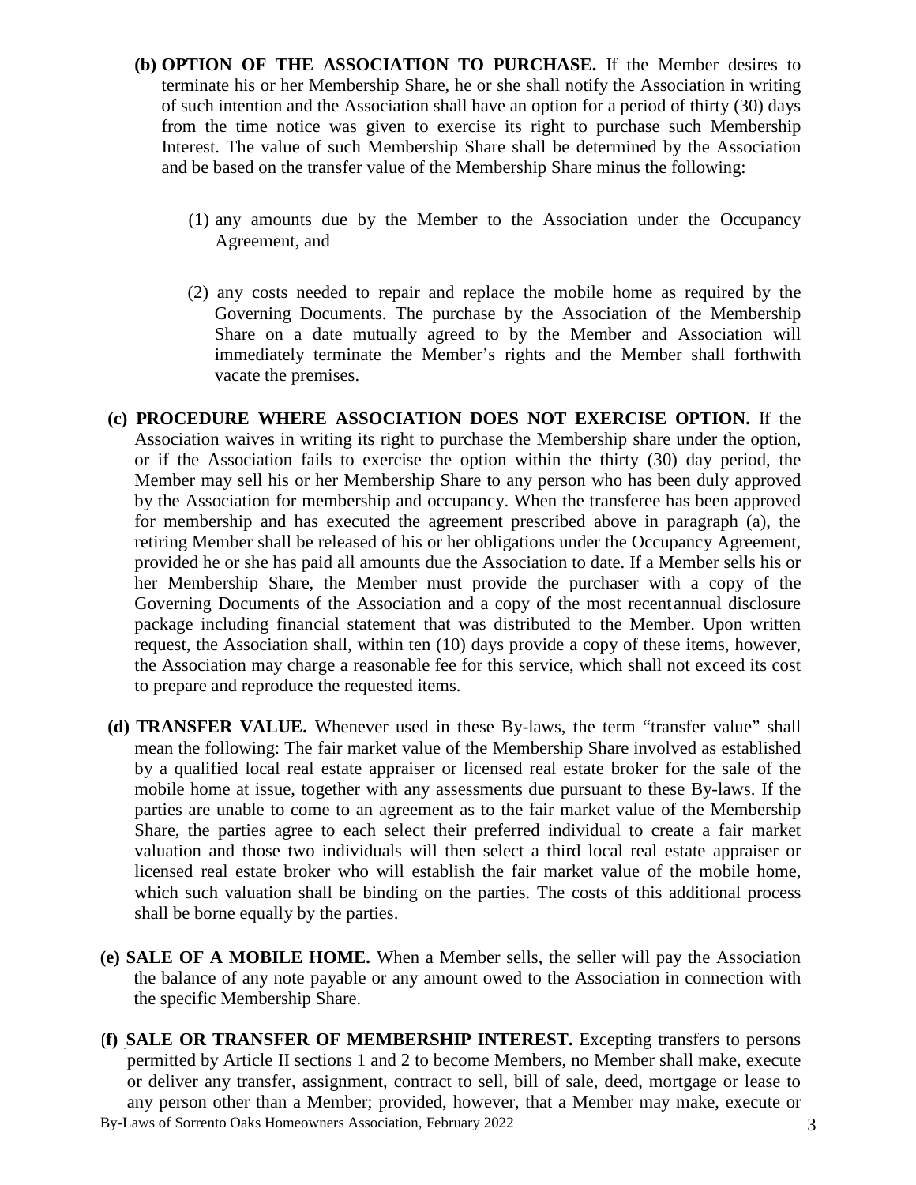**(b) OPTION OF THE ASSOCIATION TO PURCHASE.** If the Member desires to terminate his or her Membership Share, he or she shall notify the Association in writing of such intention and the Association shall have an option for a period of thirty (30) days from the time notice was given to exercise its right to purchase such Membership Interest. The value of such Membership Share shall be determined by the Association and be based on the transfer value of the Membership Share minus the following:

(1) any amounts due by the Member to the Association under the Occupancy Agreement, and

(2) any costs needed to repair and replace the mobile home as required by the Governing Documents. The purchase by the Association of the Membership Share on a date mutually agreed to by the Member and Association will immediately terminate the Member's rights and the Member shall forthwith vacate the premises.

**(c) PROCEDURE WHERE ASSOCIATION DOES NOT EXERCISE OPTION.** If the Association waives in writing its right to purchase the Membership share under the option, or if the Association fails to exercise the option within the thirty (30) day period, the Member may sell his or her Membership Share to any person who has been duly approved by the Association for membership and occupancy. When the transferee has been approved for membership and has executed the agreement prescribed above in paragraph (a), the retiring Member shall be released of his or her obligations under the Occupancy Agreement, provided he or she has paid all amounts due the Association to date. If a Member sells his or her Membership Share, the Member must provide the purchaser with a copy of the Governing Documents of the Association and a copy of the most recent annual disclosure package including financial statement that was distributed to the Member. Upon written request, the Association shall, within ten (10) days provide a copy of these items, however, the Association may charge a reasonable fee for this service, which shall not exceed its cost to prepare and reproduce the requested items.

**(d) TRANSFER VALUE.** Whenever used in these By-laws, the term "transfer value" shall mean the following: The fair market value of the Membership Share involved as established by a qualified local real estate appraiser or licensed real estate broker for the sale of the mobile home at issue, together with any assessments due pursuant to these By-laws. If the parties are unable to come to an agreement as to the fair market value of the Membership Share, the parties agree to each select their preferred individual to create a fair market valuation and those two individuals will then select a third local real estate appraiser or licensed real estate broker who will establish the fair market value of the mobile home, which such valuation shall be binding on the parties. The costs of this additional process shall be borne equally by the parties.

**(e) SALE OF A MOBILE HOME.** When a Member sells, the seller will pay the Association the balance of any note payable or any amount owed to the Association in connection with the specific Membership Share.

**(f) SALE OR TRANSFER OF MEMBERSHIP INTEREST.** Excepting transfers to persons permitted by Article II sections 1 and 2 to become Members, no Member shall make, execute or deliver any transfer, assignment, contract to sell, bill of sale, deed, mortgage or lease to any person other than a Member; provided, however, that a Member may make, execute or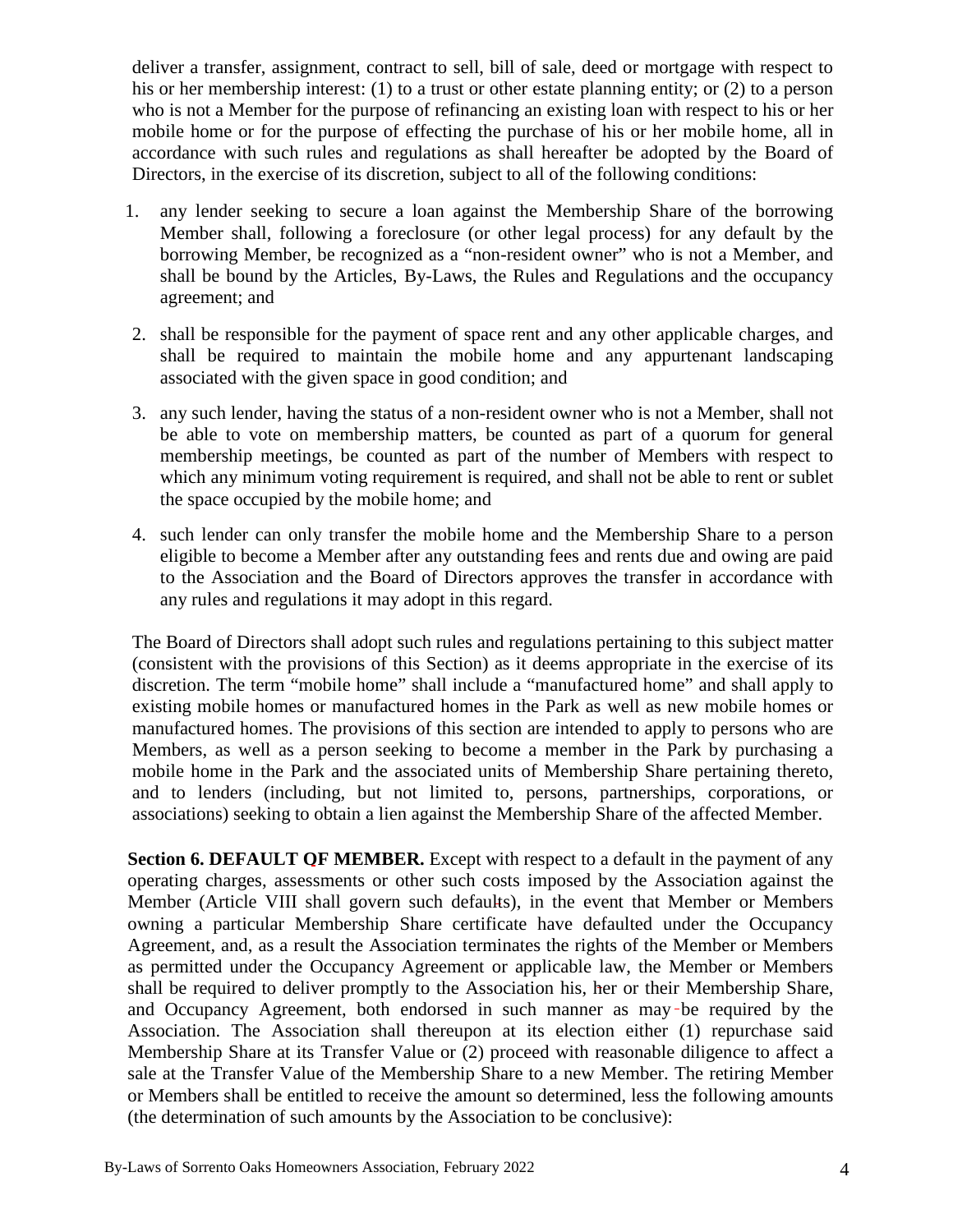deliver a transfer, assignment, contract to sell, bill of sale, deed or mortgage with respect to his or her membership interest: (1) to a trust or other estate planning entity; or (2) to a person who is not a Member for the purpose of refinancing an existing loan with respect to his or her mobile home or for the purpose of effecting the purchase of his or her mobile home, all in accordance with such rules and regulations as shall hereafter be adopted by the Board of Directors, in the exercise of its discretion, subject to all of the following conditions:

1. any lender seeking to secure a loan against the Membership Share of the borrowing Member shall, following a foreclosure (or other legal process) for any default by the borrowing Member, be recognized as a "non-resident owner" who is not a Member, and shall be bound by the Articles, By-Laws, the Rules and Regulations and the occupancy agreement; and
2. shall be responsible for the payment of space rent and any other applicable charges, and shall be required to maintain the mobile home and any appurtenant landscaping associated with the given space in good condition; and
3. any such lender, having the status of a non-resident owner who is not a Member, shall not be able to vote on membership matters, be counted as part of a quorum for general membership meetings, be counted as part of the number of Members with respect to which any minimum voting requirement is required, and shall not be able to rent or sublet the space occupied by the mobile home; and
4. such lender can only transfer the mobile home and the Membership Share to a person eligible to become a Member after any outstanding fees and rents due and owing are paid to the Association and the Board of Directors approves the transfer in accordance with any rules and regulations it may adopt in this regard.

The Board of Directors shall adopt such rules and regulations pertaining to this subject matter (consistent with the provisions of this Section) as it deems appropriate in the exercise of its discretion. The term "mobile home" shall include a "manufactured home" and shall apply to existing mobile homes or manufactured homes in the Park as well as new mobile homes or manufactured homes. The provisions of this section are intended to apply to persons who are Members, as well as a person seeking to become a member in the Park by purchasing a mobile home in the Park and the associated units of Membership Share pertaining thereto, and to lenders (including, but not limited to, persons, partnerships, corporations, or associations) seeking to obtain a lien against the Membership Share of the affected Member.

**Section 6. DEFAULT OF MEMBER.** Except with respect to a default in the payment of any operating charges, assessments or other such costs imposed by the Association against the Member (Article VIII shall govern such defaults), in the event that Member or Members owning a particular Membership Share certificate have defaulted under the Occupancy Agreement, and, as a result the Association terminates the rights of the Member or Members as permitted under the Occupancy Agreement or applicable law, the Member or Members shall be required to deliver promptly to the Association his, her or their Membership Share, and Occupancy Agreement, both endorsed in such manner as may be required by the Association. The Association shall thereupon at its election either (1) repurchase said Membership Share at its Transfer Value or (2) proceed with reasonable diligence to affect a sale at the Transfer Value of the Membership Share to a new Member. The retiring Member or Members shall be entitled to receive the amount so determined, less the following amounts (the determination of such amounts by the Association to be conclusive):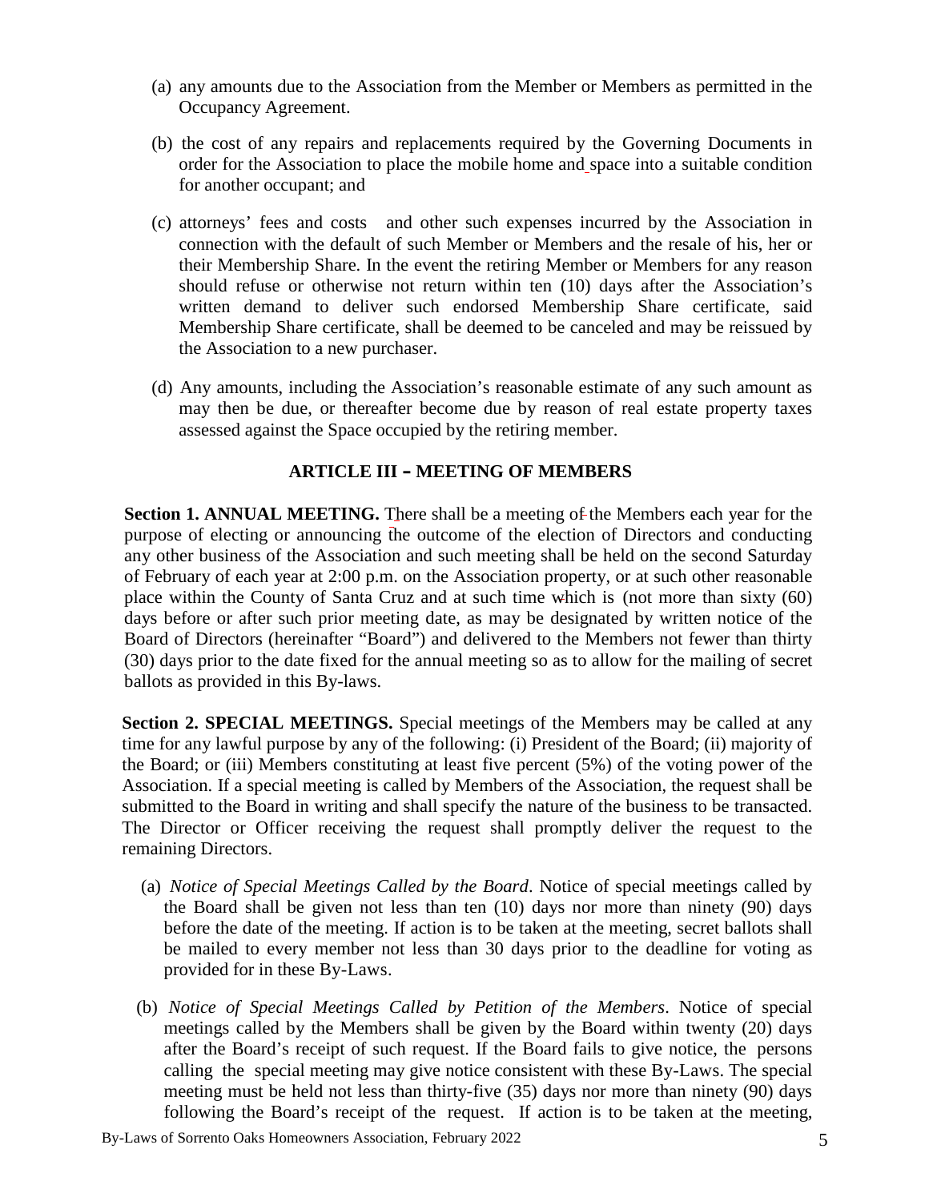(a) any amounts due to the Association from the Member or Members as permitted in the Occupancy Agreement.

(b) the cost of any repairs and replacements required by the Governing Documents in order for the Association to place the mobile home and space into a suitable condition for another occupant; and

(c) attorneys' fees and costs and other such expenses incurred by the Association in connection with the default of such Member or Members and the resale of his, her or their Membership Share. In the event the retiring Member or Members for any reason should refuse or otherwise not return within ten (10) days after the Association's written demand to deliver such endorsed Membership Share certificate, said Membership Share certificate, shall be deemed to be canceled and may be reissued by the Association to a new purchaser.

(d) Any amounts, including the Association's reasonable estimate of any such amount as may then be due, or thereafter become due by reason of real estate property taxes assessed against the Space occupied by the retiring member.

## ARTICLE III – MEETING OF MEMBERS

**Section 1. ANNUAL MEETING.** There shall be a meeting of the Members each year for the purpose of electing or announcing the outcome of the election of Directors and conducting any other business of the Association and such meeting shall be held on the second Saturday of February of each year at 2:00 p.m. on the Association property, or at such other reasonable place within the County of Santa Cruz and at such time which is (not more than sixty (60) days before or after such prior meeting date, as may be designated by written notice of the Board of Directors (hereinafter "Board") and delivered to the Members not fewer than thirty (30) days prior to the date fixed for the annual meeting so as to allow for the mailing of secret ballots as provided in this By-laws.

**Section 2. SPECIAL MEETINGS.** Special meetings of the Members may be called at any time for any lawful purpose by any of the following: (i) President of the Board; (ii) majority of the Board; or (iii) Members constituting at least five percent (5%) of the voting power of the Association. If a special meeting is called by Members of the Association, the request shall be submitted to the Board in writing and shall specify the nature of the business to be transacted. The Director or Officer receiving the request shall promptly deliver the request to the remaining Directors.

(a) *Notice of Special Meetings Called by the Board*. Notice of special meetings called by the Board shall be given not less than ten (10) days nor more than ninety (90) days before the date of the meeting. If action is to be taken at the meeting, secret ballots shall be mailed to every member not less than 30 days prior to the deadline for voting as provided for in these By-Laws.

(b) *Notice of Special Meetings Called by Petition of the Members*. Notice of special meetings called by the Members shall be given by the Board within twenty (20) days after the Board's receipt of such request. If the Board fails to give notice, the persons calling the special meeting may give notice consistent with these By-Laws. The special meeting must be held not less than thirty-five (35) days nor more than ninety (90) days following the Board's receipt of the request. If action is to be taken at the meeting,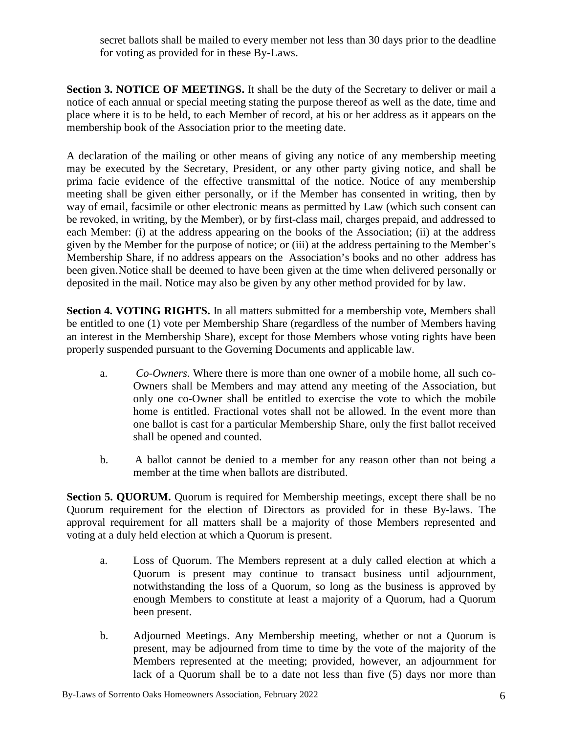secret ballots shall be mailed to every member not less than 30 days prior to the deadline for voting as provided for in these By-Laws.

**Section 3. NOTICE OF MEETINGS.** It shall be the duty of the Secretary to deliver or mail a notice of each annual or special meeting stating the purpose thereof as well as the date, time and place where it is to be held, to each Member of record, at his or her address as it appears on the membership book of the Association prior to the meeting date.

A declaration of the mailing or other means of giving any notice of any membership meeting may be executed by the Secretary, President, or any other party giving notice, and shall be prima facie evidence of the effective transmittal of the notice. Notice of any membership meeting shall be given either personally, or if the Member has consented in writing, then by way of email, facsimile or other electronic means as permitted by Law (which such consent can be revoked, in writing, by the Member), or by first-class mail, charges prepaid, and addressed to each Member: (i) at the address appearing on the books of the Association; (ii) at the address given by the Member for the purpose of notice; or (iii) at the address pertaining to the Member's Membership Share, if no address appears on the Association's books and no other address has been given. Notice shall be deemed to have been given at the time when delivered personally or deposited in the mail. Notice may also be given by any other method provided for by law.

**Section 4. VOTING RIGHTS.** In all matters submitted for a membership vote, Members shall be entitled to one (1) vote per Membership Share (regardless of the number of Members having an interest in the Membership Share), except for those Members whose voting rights have been properly suspended pursuant to the Governing Documents and applicable law.

a. *Co-Owners*. Where there is more than one owner of a mobile home, all such co-Owners shall be Members and may attend any meeting of the Association, but only one co-Owner shall be entitled to exercise the vote to which the mobile home is entitled. Fractional votes shall not be allowed. In the event more than one ballot is cast for a particular Membership Share, only the first ballot received shall be opened and counted.

b. A ballot cannot be denied to a member for any reason other than not being a member at the time when ballots are distributed.

**Section 5. QUORUM.** Quorum is required for Membership meetings, except there shall be no Quorum requirement for the election of Directors as provided for in these By-laws. The approval requirement for all matters shall be a majority of those Members represented and voting at a duly held election at which a Quorum is present.

a. Loss of Quorum. The Members represent at a duly called election at which a Quorum is present may continue to transact business until adjournment, notwithstanding the loss of a Quorum, so long as the business is approved by enough Members to constitute at least a majority of a Quorum, had a Quorum been present.

b. Adjourned Meetings. Any Membership meeting, whether or not a Quorum is present, may be adjourned from time to time by the vote of the majority of the Members represented at the meeting; provided, however, an adjournment for lack of a Quorum shall be to a date not less than five (5) days nor more than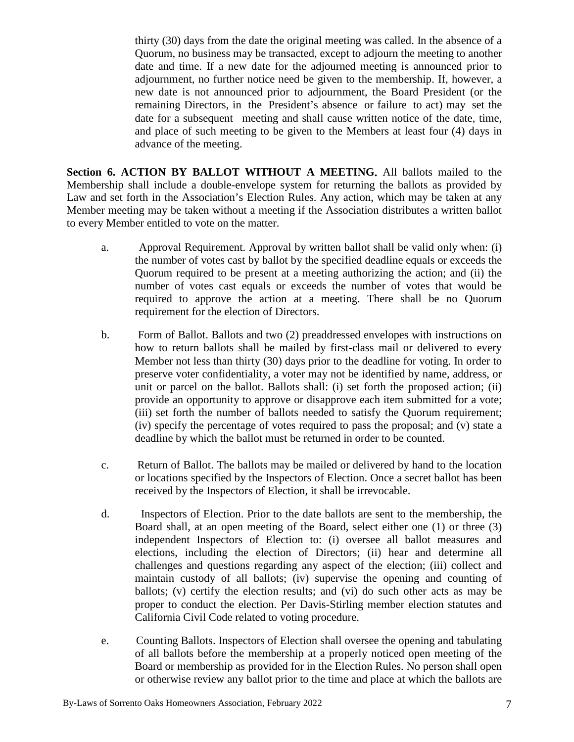thirty (30) days from the date the original meeting was called. In the absence of a Quorum, no business may be transacted, except to adjourn the meeting to another date and time. If a new date for the adjourned meeting is announced prior to adjournment, no further notice need be given to the membership. If, however, a new date is not announced prior to adjournment, the Board President (or the remaining Directors, in the President's absence or failure to act) may set the date for a subsequent meeting and shall cause written notice of the date, time, and place of such meeting to be given to the Members at least four (4) days in advance of the meeting.

**Section 6. ACTION BY BALLOT WITHOUT A MEETING.** All ballots mailed to the Membership shall include a double-envelope system for returning the ballots as provided by Law and set forth in the Association's Election Rules. Any action, which may be taken at any Member meeting may be taken without a meeting if the Association distributes a written ballot to every Member entitled to vote on the matter.

a. Approval Requirement. Approval by written ballot shall be valid only when: (i) the number of votes cast by ballot by the specified deadline equals or exceeds the Quorum required to be present at a meeting authorizing the action; and (ii) the number of votes cast equals or exceeds the number of votes that would be required to approve the action at a meeting. There shall be no Quorum requirement for the election of Directors.

b. Form of Ballot. Ballots and two (2) preaddressed envelopes with instructions on how to return ballots shall be mailed by first-class mail or delivered to every Member not less than thirty (30) days prior to the deadline for voting. In order to preserve voter confidentiality, a voter may not be identified by name, address, or unit or parcel on the ballot. Ballots shall: (i) set forth the proposed action; (ii) provide an opportunity to approve or disapprove each item submitted for a vote; (iii) set forth the number of ballots needed to satisfy the Quorum requirement; (iv) specify the percentage of votes required to pass the proposal; and (v) state a deadline by which the ballot must be returned in order to be counted.

c. Return of Ballot. The ballots may be mailed or delivered by hand to the location or locations specified by the Inspectors of Election. Once a secret ballot has been received by the Inspectors of Election, it shall be irrevocable.

d. Inspectors of Election. Prior to the date ballots are sent to the membership, the Board shall, at an open meeting of the Board, select either one (1) or three (3) independent Inspectors of Election to: (i) oversee all ballot measures and elections, including the election of Directors; (ii) hear and determine all challenges and questions regarding any aspect of the election; (iii) collect and maintain custody of all ballots; (iv) supervise the opening and counting of ballots; (v) certify the election results; and (vi) do such other acts as may be proper to conduct the election. Per Davis-Stirling member election statutes and California Civil Code related to voting procedure.

e. Counting Ballots. Inspectors of Election shall oversee the opening and tabulating of all ballots before the membership at a properly noticed open meeting of the Board or membership as provided for in the Election Rules. No person shall open or otherwise review any ballot prior to the time and place at which the ballots are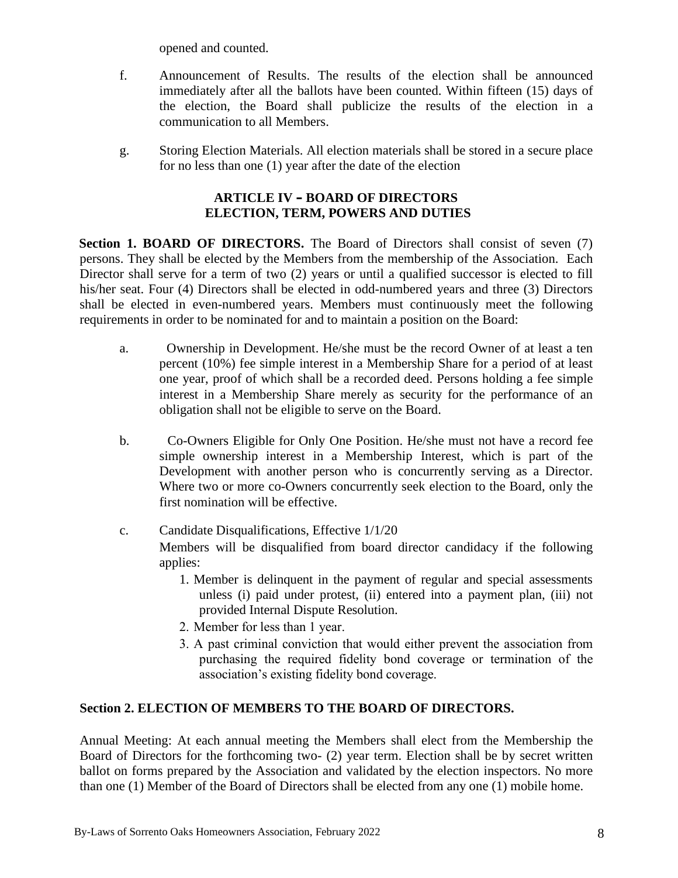opened and counted.

f. Announcement of Results. The results of the election shall be announced immediately after all the ballots have been counted. Within fifteen (15) days of the election, the Board shall publicize the results of the election in a communication to all Members.

g. Storing Election Materials. All election materials shall be stored in a secure place for no less than one (1) year after the date of the election

## ARTICLE IV – BOARD OF DIRECTORS
## ELECTION, TERM, POWERS AND DUTIES

**Section 1. BOARD OF DIRECTORS.** The Board of Directors shall consist of seven (7) persons. They shall be elected by the Members from the membership of the Association. Each Director shall serve for a term of two (2) years or until a qualified successor is elected to fill his/her seat. Four (4) Directors shall be elected in odd-numbered years and three (3) Directors shall be elected in even-numbered years. Members must continuously meet the following requirements in order to be nominated for and to maintain a position on the Board:

a. Ownership in Development. He/she must be the record Owner of at least a ten percent (10%) fee simple interest in a Membership Share for a period of at least one year, proof of which shall be a recorded deed. Persons holding a fee simple interest in a Membership Share merely as security for the performance of an obligation shall not be eligible to serve on the Board.

b. Co-Owners Eligible for Only One Position. He/she must not have a record fee simple ownership interest in a Membership Interest, which is part of the Development with another person who is concurrently serving as a Director. Where two or more co-Owners concurrently seek election to the Board, only the first nomination will be effective.

c. Candidate Disqualifications, Effective 1/1/20
Members will be disqualified from board director candidacy if the following applies:
   1. Member is delinquent in the payment of regular and special assessments unless (i) paid under protest, (ii) entered into a payment plan, (iii) not provided Internal Dispute Resolution.
   2. Member for less than 1 year.
   3. A past criminal conviction that would either prevent the association from purchasing the required fidelity bond coverage or termination of the association's existing fidelity bond coverage.

**Section 2. ELECTION OF MEMBERS TO THE BOARD OF DIRECTORS.**

Annual Meeting: At each annual meeting the Members shall elect from the Membership the Board of Directors for the forthcoming two- (2) year term. Election shall be by secret written ballot on forms prepared by the Association and validated by the election inspectors. No more than one (1) Member of the Board of Directors shall be elected from any one (1) mobile home.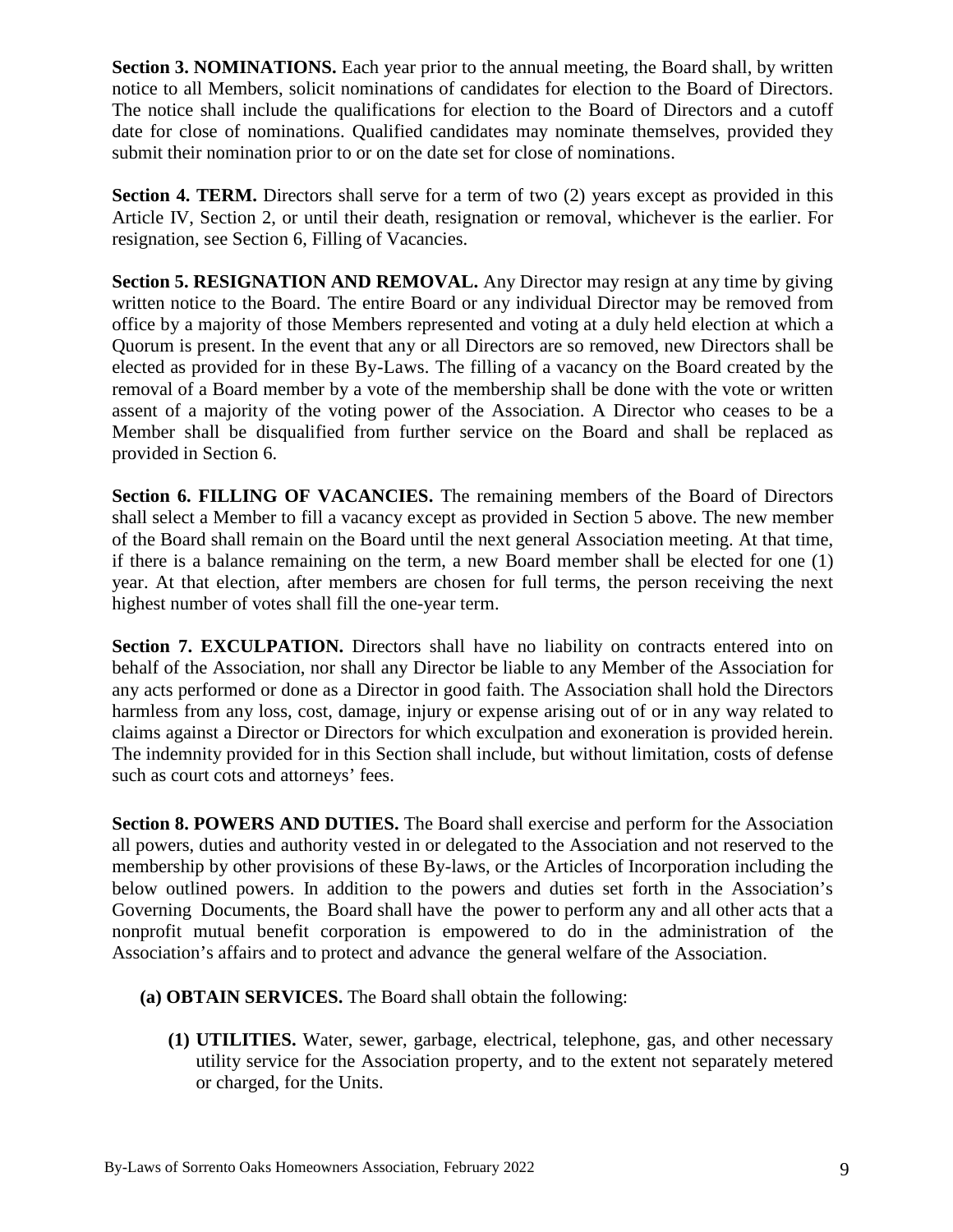**Section 3. NOMINATIONS.** Each year prior to the annual meeting, the Board shall, by written notice to all Members, solicit nominations of candidates for election to the Board of Directors. The notice shall include the qualifications for election to the Board of Directors and a cutoff date for close of nominations. Qualified candidates may nominate themselves, provided they submit their nomination prior to or on the date set for close of nominations.

**Section 4. TERM.** Directors shall serve for a term of two (2) years except as provided in this Article IV, Section 2, or until their death, resignation or removal, whichever is the earlier. For resignation, see Section 6, Filling of Vacancies.

**Section 5. RESIGNATION AND REMOVAL.** Any Director may resign at any time by giving written notice to the Board. The entire Board or any individual Director may be removed from office by a majority of those Members represented and voting at a duly held election at which a Quorum is present. In the event that any or all Directors are so removed, new Directors shall be elected as provided for in these By-Laws. The filling of a vacancy on the Board created by the removal of a Board member by a vote of the membership shall be done with the vote or written assent of a majority of the voting power of the Association. A Director who ceases to be a Member shall be disqualified from further service on the Board and shall be replaced as provided in Section 6.

**Section 6. FILLING OF VACANCIES.** The remaining members of the Board of Directors shall select a Member to fill a vacancy except as provided in Section 5 above. The new member of the Board shall remain on the Board until the next general Association meeting. At that time, if there is a balance remaining on the term, a new Board member shall be elected for one (1) year. At that election, after members are chosen for full terms, the person receiving the next highest number of votes shall fill the one-year term.

**Section 7. EXCULPATION.** Directors shall have no liability on contracts entered into on behalf of the Association, nor shall any Director be liable to any Member of the Association for any acts performed or done as a Director in good faith. The Association shall hold the Directors harmless from any loss, cost, damage, injury or expense arising out of or in any way related to claims against a Director or Directors for which exculpation and exoneration is provided herein. The indemnity provided for in this Section shall include, but without limitation, costs of defense such as court cots and attorneys' fees.

**Section 8. POWERS AND DUTIES.** The Board shall exercise and perform for the Association all powers, duties and authority vested in or delegated to the Association and not reserved to the membership by other provisions of these By-laws, or the Articles of Incorporation including the below outlined powers. In addition to the powers and duties set forth in the Association's Governing Documents, the Board shall have the power to perform any and all other acts that a nonprofit mutual benefit corporation is empowered to do in the administration of the Association's affairs and to protect and advance the general welfare of the Association.

**(a) OBTAIN SERVICES.** The Board shall obtain the following:

**(1) UTILITIES.** Water, sewer, garbage, electrical, telephone, gas, and other necessary utility service for the Association property, and to the extent not separately metered or charged, for the Units.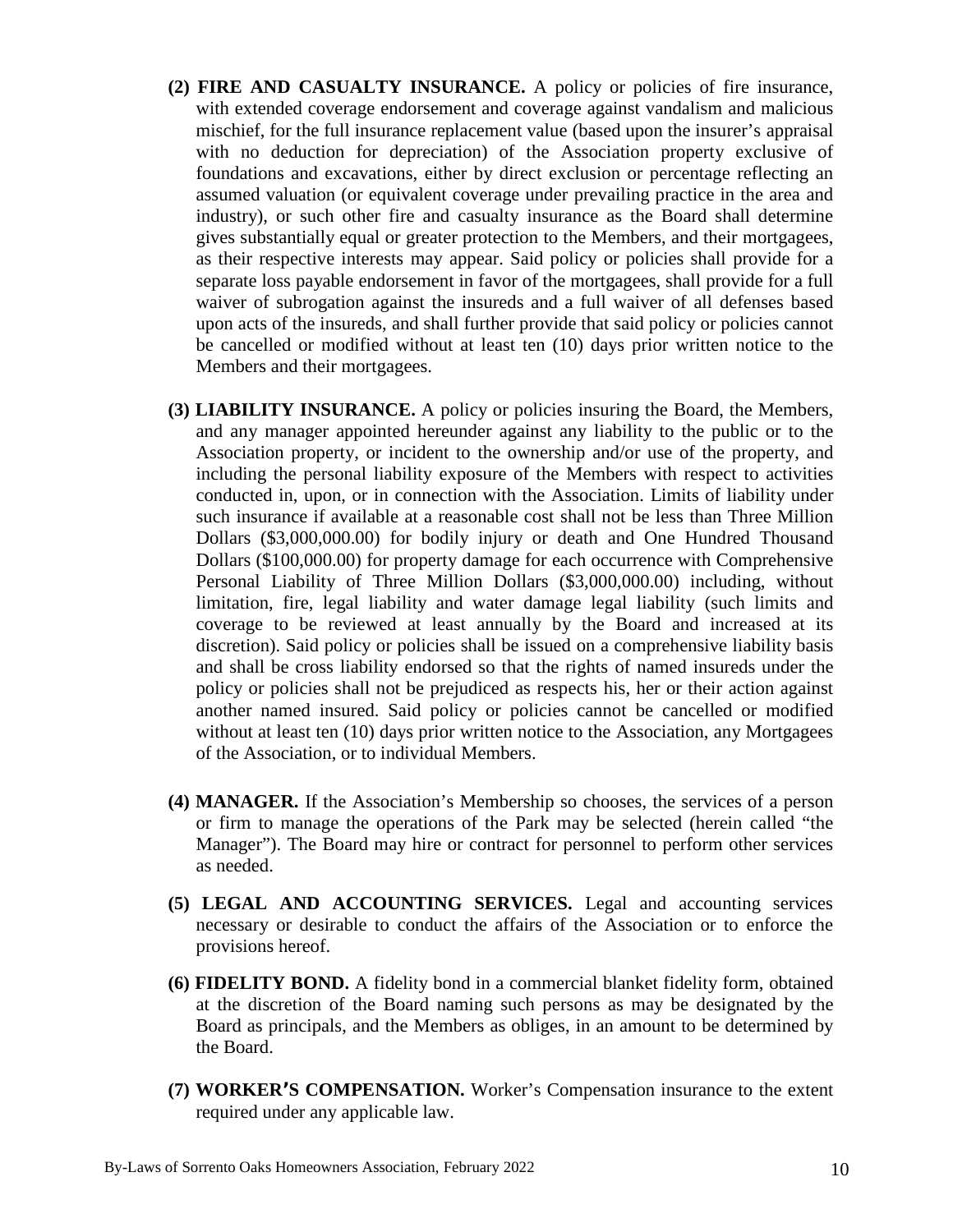**(2) FIRE AND CASUALTY INSURANCE.** A policy or policies of fire insurance, with extended coverage endorsement and coverage against vandalism and malicious mischief, for the full insurance replacement value (based upon the insurer's appraisal with no deduction for depreciation) of the Association property exclusive of foundations and excavations, either by direct exclusion or percentage reflecting an assumed valuation (or equivalent coverage under prevailing practice in the area and industry), or such other fire and casualty insurance as the Board shall determine gives substantially equal or greater protection to the Members, and their mortgagees, as their respective interests may appear. Said policy or policies shall provide for a separate loss payable endorsement in favor of the mortgagees, shall provide for a full waiver of subrogation against the insureds and a full waiver of all defenses based upon acts of the insureds, and shall further provide that said policy or policies cannot be cancelled or modified without at least ten (10) days prior written notice to the Members and their mortgagees.

**(3) LIABILITY INSURANCE.** A policy or policies insuring the Board, the Members, and any manager appointed hereunder against any liability to the public or to the Association property, or incident to the ownership and/or use of the property, and including the personal liability exposure of the Members with respect to activities conducted in, upon, or in connection with the Association. Limits of liability under such insurance if available at a reasonable cost shall not be less than Three Million Dollars ($3,000,000.00) for bodily injury or death and One Hundred Thousand Dollars ($100,000.00) for property damage for each occurrence with Comprehensive Personal Liability of Three Million Dollars ($3,000,000.00) including, without limitation, fire, legal liability and water damage legal liability (such limits and coverage to be reviewed at least annually by the Board and increased at its discretion). Said policy or policies shall be issued on a comprehensive liability basis and shall be cross liability endorsed so that the rights of named insureds under the policy or policies shall not be prejudiced as respects his, her or their action against another named insured. Said policy or policies cannot be cancelled or modified without at least ten (10) days prior written notice to the Association, any Mortgagees of the Association, or to individual Members.

**(4) MANAGER.** If the Association's Membership so chooses, the services of a person or firm to manage the operations of the Park may be selected (herein called "the Manager"). The Board may hire or contract for personnel to perform other services as needed.

**(5) LEGAL AND ACCOUNTING SERVICES.** Legal and accounting services necessary or desirable to conduct the affairs of the Association or to enforce the provisions hereof.

**(6) FIDELITY BOND.** A fidelity bond in a commercial blanket fidelity form, obtained at the discretion of the Board naming such persons as may be designated by the Board as principals, and the Members as obliges, in an amount to be determined by the Board.

**(7) WORKER'S COMPENSATION.** Worker's Compensation insurance to the extent required under any applicable law.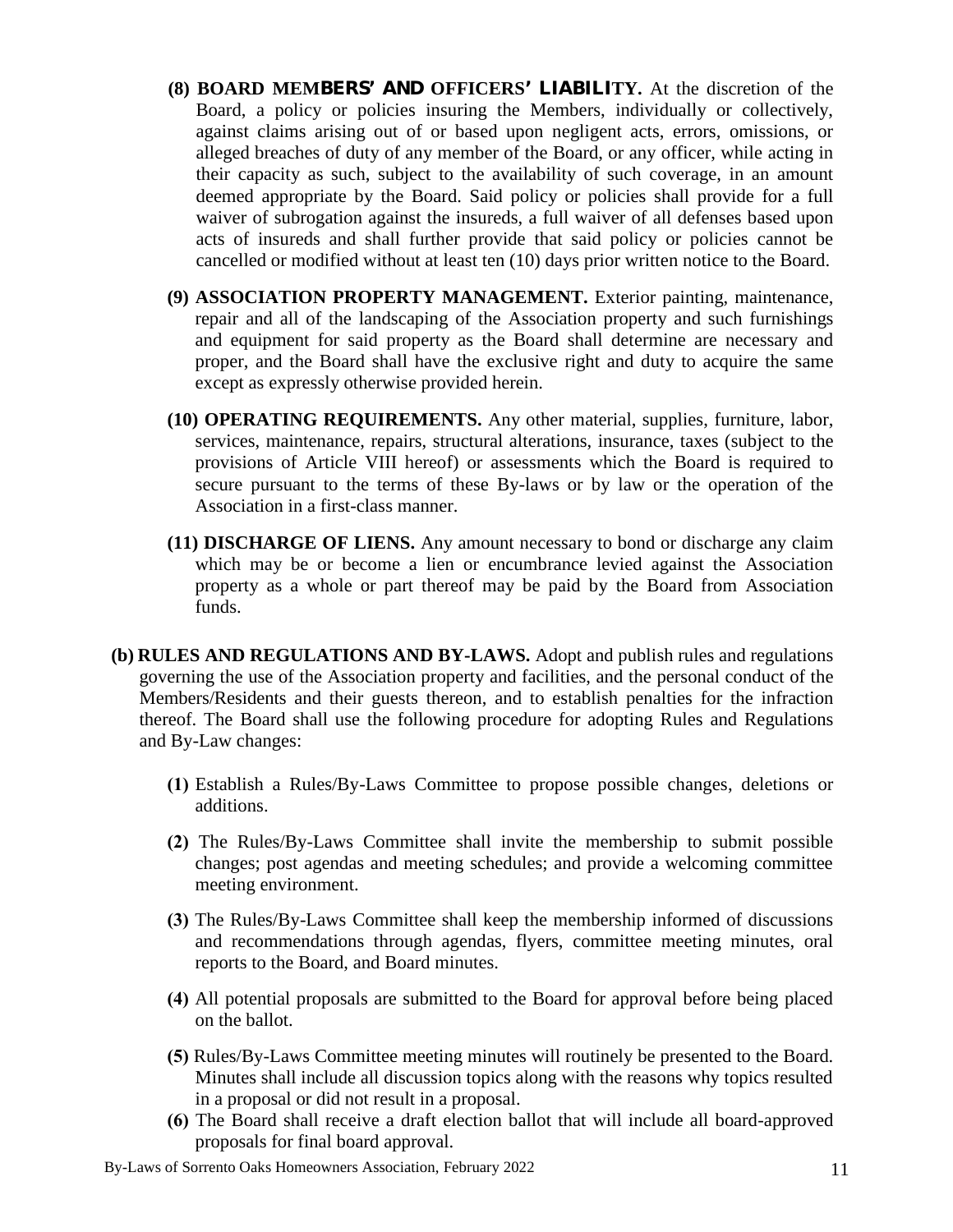**(8) BOARD MEMBERS' AND OFFICERS' LIABILITY.** At the discretion of the Board, a policy or policies insuring the Members, individually or collectively, against claims arising out of or based upon negligent acts, errors, omissions, or alleged breaches of duty of any member of the Board, or any officer, while acting in their capacity as such, subject to the availability of such coverage, in an amount deemed appropriate by the Board. Said policy or policies shall provide for a full waiver of subrogation against the insureds, a full waiver of all defenses based upon acts of insureds and shall further provide that said policy or policies cannot be cancelled or modified without at least ten (10) days prior written notice to the Board.

**(9) ASSOCIATION PROPERTY MANAGEMENT.** Exterior painting, maintenance, repair and all of the landscaping of the Association property and such furnishings and equipment for said property as the Board shall determine are necessary and proper, and the Board shall have the exclusive right and duty to acquire the same except as expressly otherwise provided herein.

**(10) OPERATING REQUIREMENTS.** Any other material, supplies, furniture, labor, services, maintenance, repairs, structural alterations, insurance, taxes (subject to the provisions of Article VIII hereof) or assessments which the Board is required to secure pursuant to the terms of these By-laws or by law or the operation of the Association in a first-class manner.

**(11) DISCHARGE OF LIENS.** Any amount necessary to bond or discharge any claim which may be or become a lien or encumbrance levied against the Association property as a whole or part thereof may be paid by the Board from Association funds.

**(b) RULES AND REGULATIONS AND BY-LAWS.** Adopt and publish rules and regulations governing the use of the Association property and facilities, and the personal conduct of the Members/Residents and their guests thereon, and to establish penalties for the infraction thereof. The Board shall use the following procedure for adopting Rules and Regulations and By-Law changes:

**(1)** Establish a Rules/By-Laws Committee to propose possible changes, deletions or additions.

**(2)** The Rules/By-Laws Committee shall invite the membership to submit possible changes; post agendas and meeting schedules; and provide a welcoming committee meeting environment.

**(3)** The Rules/By-Laws Committee shall keep the membership informed of discussions and recommendations through agendas, flyers, committee meeting minutes, oral reports to the Board, and Board minutes.

**(4)** All potential proposals are submitted to the Board for approval before being placed on the ballot.

**(5)** Rules/By-Laws Committee meeting minutes will routinely be presented to the Board. Minutes shall include all discussion topics along with the reasons why topics resulted in a proposal or did not result in a proposal.

**(6)** The Board shall receive a draft election ballot that will include all board-approved proposals for final board approval.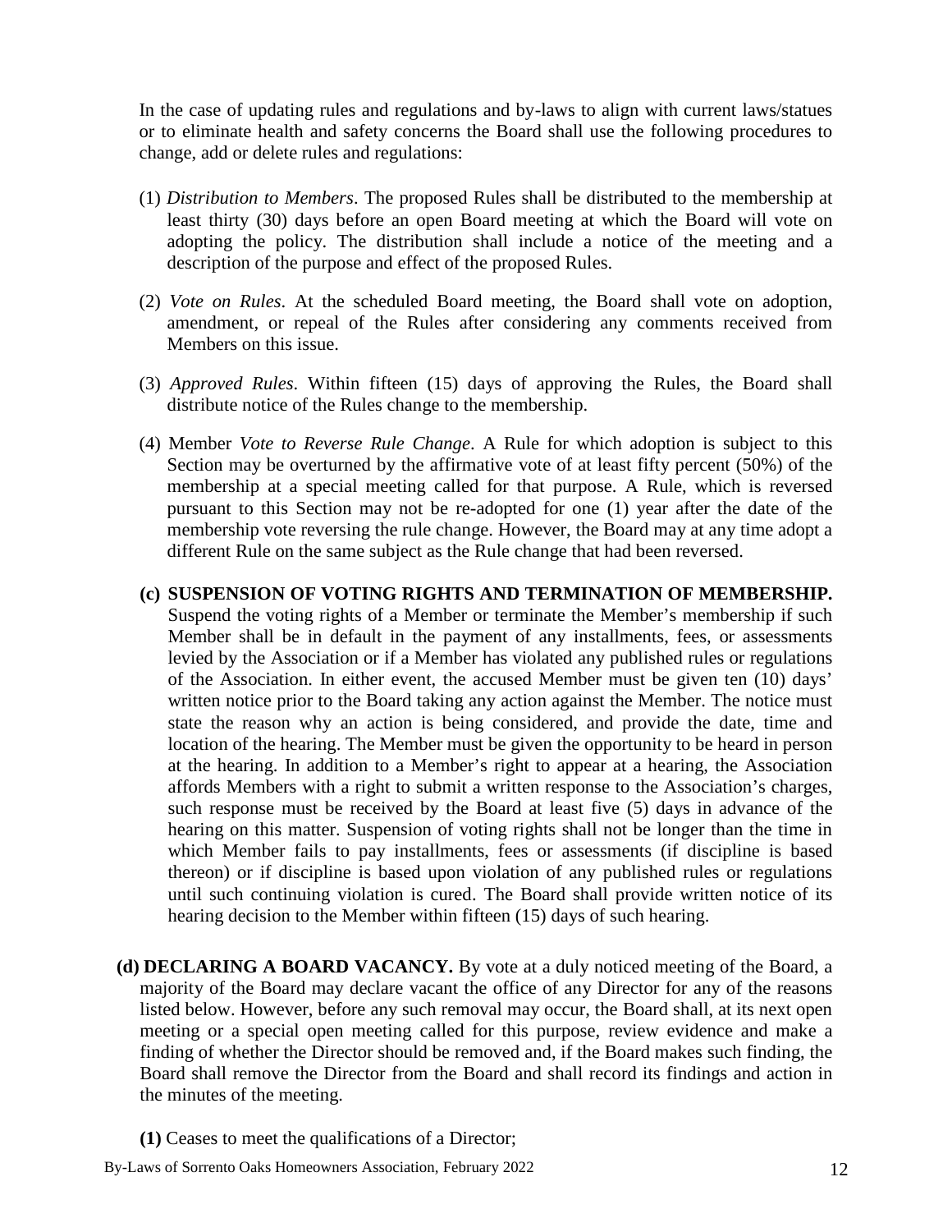In the case of updating rules and regulations and by-laws to align with current laws/statues or to eliminate health and safety concerns the Board shall use the following procedures to change, add or delete rules and regulations:

(1) *Distribution to Members*. The proposed Rules shall be distributed to the membership at least thirty (30) days before an open Board meeting at which the Board will vote on adopting the policy. The distribution shall include a notice of the meeting and a description of the purpose and effect of the proposed Rules.

(2) *Vote on Rules*. At the scheduled Board meeting, the Board shall vote on adoption, amendment, or repeal of the Rules after considering any comments received from Members on this issue.

(3) *Approved Rules*. Within fifteen (15) days of approving the Rules, the Board shall distribute notice of the Rules change to the membership.

(4) Member *Vote to Reverse Rule Change*. A Rule for which adoption is subject to this Section may be overturned by the affirmative vote of at least fifty percent (50%) of the membership at a special meeting called for that purpose. A Rule, which is reversed pursuant to this Section may not be re-adopted for one (1) year after the date of the membership vote reversing the rule change. However, the Board may at any time adopt a different Rule on the same subject as the Rule change that had been reversed.

**(c) SUSPENSION OF VOTING RIGHTS AND TERMINATION OF MEMBERSHIP.** Suspend the voting rights of a Member or terminate the Member's membership if such Member shall be in default in the payment of any installments, fees, or assessments levied by the Association or if a Member has violated any published rules or regulations of the Association. In either event, the accused Member must be given ten (10) days' written notice prior to the Board taking any action against the Member. The notice must state the reason why an action is being considered, and provide the date, time and location of the hearing. The Member must be given the opportunity to be heard in person at the hearing. In addition to a Member's right to appear at a hearing, the Association affords Members with a right to submit a written response to the Association's charges, such response must be received by the Board at least five (5) days in advance of the hearing on this matter. Suspension of voting rights shall not be longer than the time in which Member fails to pay installments, fees or assessments (if discipline is based thereon) or if discipline is based upon violation of any published rules or regulations until such continuing violation is cured. The Board shall provide written notice of its hearing decision to the Member within fifteen (15) days of such hearing.

**(d) DECLARING A BOARD VACANCY.** By vote at a duly noticed meeting of the Board, a majority of the Board may declare vacant the office of any Director for any of the reasons listed below. However, before any such removal may occur, the Board shall, at its next open meeting or a special open meeting called for this purpose, review evidence and make a finding of whether the Director should be removed and, if the Board makes such finding, the Board shall remove the Director from the Board and shall record its findings and action in the minutes of the meeting.

**(1)** Ceases to meet the qualifications of a Director;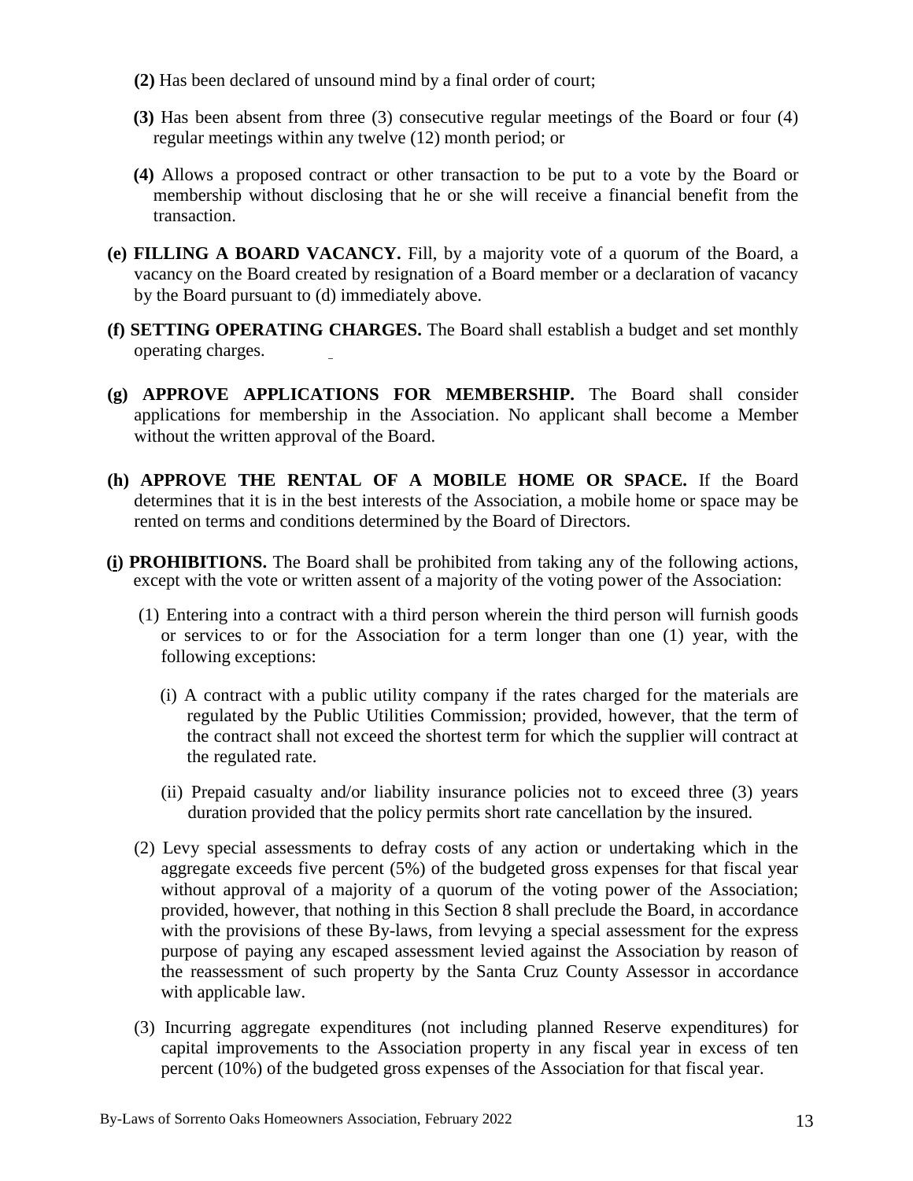**(2)** Has been declared of unsound mind by a final order of court;

**(3)** Has been absent from three (3) consecutive regular meetings of the Board or four (4) regular meetings within any twelve (12) month period; or

**(4)** Allows a proposed contract or other transaction to be put to a vote by the Board or membership without disclosing that he or she will receive a financial benefit from the transaction.

**(e) FILLING A BOARD VACANCY.** Fill, by a majority vote of a quorum of the Board, a vacancy on the Board created by resignation of a Board member or a declaration of vacancy by the Board pursuant to (d) immediately above.

**(f) SETTING OPERATING CHARGES.** The Board shall establish a budget and set monthly operating charges.

**(g) APPROVE APPLICATIONS FOR MEMBERSHIP.** The Board shall consider applications for membership in the Association. No applicant shall become a Member without the written approval of the Board.

**(h) APPROVE THE RENTAL OF A MOBILE HOME OR SPACE.** If the Board determines that it is in the best interests of the Association, a mobile home or space may be rented on terms and conditions determined by the Board of Directors.

**(i) PROHIBITIONS.** The Board shall be prohibited from taking any of the following actions, except with the vote or written assent of a majority of the voting power of the Association:

(1) Entering into a contract with a third person wherein the third person will furnish goods or services to or for the Association for a term longer than one (1) year, with the following exceptions:

(i) A contract with a public utility company if the rates charged for the materials are regulated by the Public Utilities Commission; provided, however, that the term of the contract shall not exceed the shortest term for which the supplier will contract at the regulated rate.

(ii) Prepaid casualty and/or liability insurance policies not to exceed three (3) years duration provided that the policy permits short rate cancellation by the insured.

(2) Levy special assessments to defray costs of any action or undertaking which in the aggregate exceeds five percent (5%) of the budgeted gross expenses for that fiscal year without approval of a majority of a quorum of the voting power of the Association; provided, however, that nothing in this Section 8 shall preclude the Board, in accordance with the provisions of these By-laws, from levying a special assessment for the express purpose of paying any escaped assessment levied against the Association by reason of the reassessment of such property by the Santa Cruz County Assessor in accordance with applicable law.

(3) Incurring aggregate expenditures (not including planned Reserve expenditures) for capital improvements to the Association property in any fiscal year in excess of ten percent (10%) of the budgeted gross expenses of the Association for that fiscal year.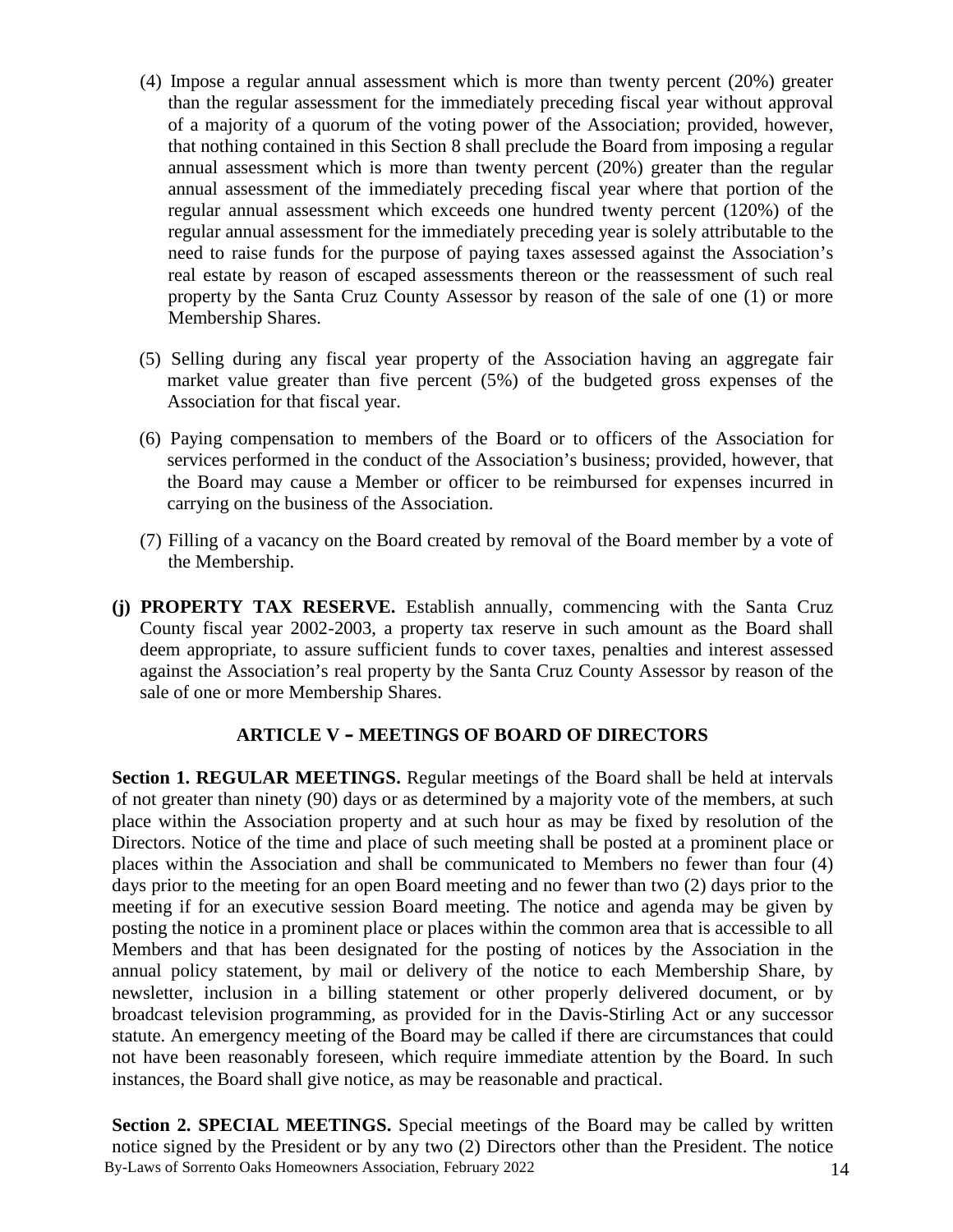(4) Impose a regular annual assessment which is more than twenty percent (20%) greater than the regular assessment for the immediately preceding fiscal year without approval of a majority of a quorum of the voting power of the Association; provided, however, that nothing contained in this Section 8 shall preclude the Board from imposing a regular annual assessment which is more than twenty percent (20%) greater than the regular annual assessment of the immediately preceding fiscal year where that portion of the regular annual assessment which exceeds one hundred twenty percent (120%) of the regular annual assessment for the immediately preceding year is solely attributable to the need to raise funds for the purpose of paying taxes assessed against the Association's real estate by reason of escaped assessments thereon or the reassessment of such real property by the Santa Cruz County Assessor by reason of the sale of one (1) or more Membership Shares.

(5) Selling during any fiscal year property of the Association having an aggregate fair market value greater than five percent (5%) of the budgeted gross expenses of the Association for that fiscal year.

(6) Paying compensation to members of the Board or to officers of the Association for services performed in the conduct of the Association's business; provided, however, that the Board may cause a Member or officer to be reimbursed for expenses incurred in carrying on the business of the Association.

(7) Filling of a vacancy on the Board created by removal of the Board member by a vote of the Membership.

**(j) PROPERTY TAX RESERVE.** Establish annually, commencing with the Santa Cruz County fiscal year 2002-2003, a property tax reserve in such amount as the Board shall deem appropriate, to assure sufficient funds to cover taxes, penalties and interest assessed against the Association's real property by the Santa Cruz County Assessor by reason of the sale of one or more Membership Shares.

## ARTICLE V – MEETINGS OF BOARD OF DIRECTORS

**Section 1. REGULAR MEETINGS.** Regular meetings of the Board shall be held at intervals of not greater than ninety (90) days or as determined by a majority vote of the members, at such place within the Association property and at such hour as may be fixed by resolution of the Directors. Notice of the time and place of such meeting shall be posted at a prominent place or places within the Association and shall be communicated to Members no fewer than four (4) days prior to the meeting for an open Board meeting and no fewer than two (2) days prior to the meeting if for an executive session Board meeting. The notice and agenda may be given by posting the notice in a prominent place or places within the common area that is accessible to all Members and that has been designated for the posting of notices by the Association in the annual policy statement, by mail or delivery of the notice to each Membership Share, by newsletter, inclusion in a billing statement or other properly delivered document, or by broadcast television programming, as provided for in the Davis-Stirling Act or any successor statute. An emergency meeting of the Board may be called if there are circumstances that could not have been reasonably foreseen, which require immediate attention by the Board. In such instances, the Board shall give notice, as may be reasonable and practical.

**Section 2. SPECIAL MEETINGS.** Special meetings of the Board may be called by written notice signed by the President or by any two (2) Directors other than the President. The notice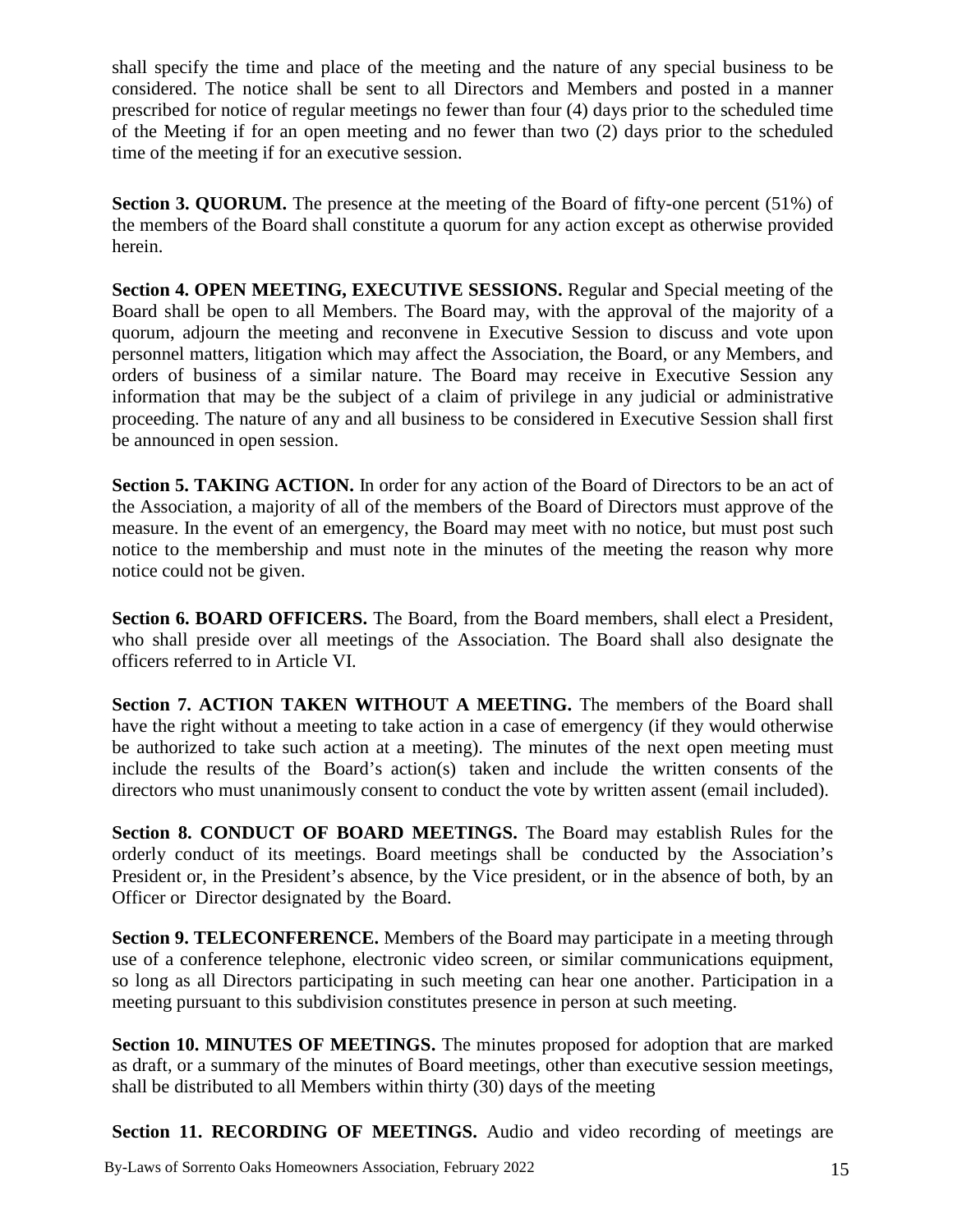shall specify the time and place of the meeting and the nature of any special business to be considered. The notice shall be sent to all Directors and Members and posted in a manner prescribed for notice of regular meetings no fewer than four (4) days prior to the scheduled time of the Meeting if for an open meeting and no fewer than two (2) days prior to the scheduled time of the meeting if for an executive session.

**Section 3. QUORUM.** The presence at the meeting of the Board of fifty-one percent (51%) of the members of the Board shall constitute a quorum for any action except as otherwise provided herein.

**Section 4. OPEN MEETING, EXECUTIVE SESSIONS.** Regular and Special meeting of the Board shall be open to all Members. The Board may, with the approval of the majority of a quorum, adjourn the meeting and reconvene in Executive Session to discuss and vote upon personnel matters, litigation which may affect the Association, the Board, or any Members, and orders of business of a similar nature. The Board may receive in Executive Session any information that may be the subject of a claim of privilege in any judicial or administrative proceeding. The nature of any and all business to be considered in Executive Session shall first be announced in open session.

**Section 5. TAKING ACTION.** In order for any action of the Board of Directors to be an act of the Association, a majority of all of the members of the Board of Directors must approve of the measure. In the event of an emergency, the Board may meet with no notice, but must post such notice to the membership and must note in the minutes of the meeting the reason why more notice could not be given.

**Section 6. BOARD OFFICERS.** The Board, from the Board members, shall elect a President, who shall preside over all meetings of the Association. The Board shall also designate the officers referred to in Article VI.

**Section 7. ACTION TAKEN WITHOUT A MEETING.** The members of the Board shall have the right without a meeting to take action in a case of emergency (if they would otherwise be authorized to take such action at a meeting). The minutes of the next open meeting must include the results of the Board's action(s) taken and include the written consents of the directors who must unanimously consent to conduct the vote by written assent (email included).

**Section 8. CONDUCT OF BOARD MEETINGS.** The Board may establish Rules for the orderly conduct of its meetings. Board meetings shall be conducted by the Association's President or, in the President's absence, by the Vice president, or in the absence of both, by an Officer or Director designated by the Board.

**Section 9. TELECONFERENCE.** Members of the Board may participate in a meeting through use of a conference telephone, electronic video screen, or similar communications equipment, so long as all Directors participating in such meeting can hear one another. Participation in a meeting pursuant to this subdivision constitutes presence in person at such meeting.

**Section 10. MINUTES OF MEETINGS.** The minutes proposed for adoption that are marked as draft, or a summary of the minutes of Board meetings, other than executive session meetings, shall be distributed to all Members within thirty (30) days of the meeting

**Section 11. RECORDING OF MEETINGS.** Audio and video recording of meetings are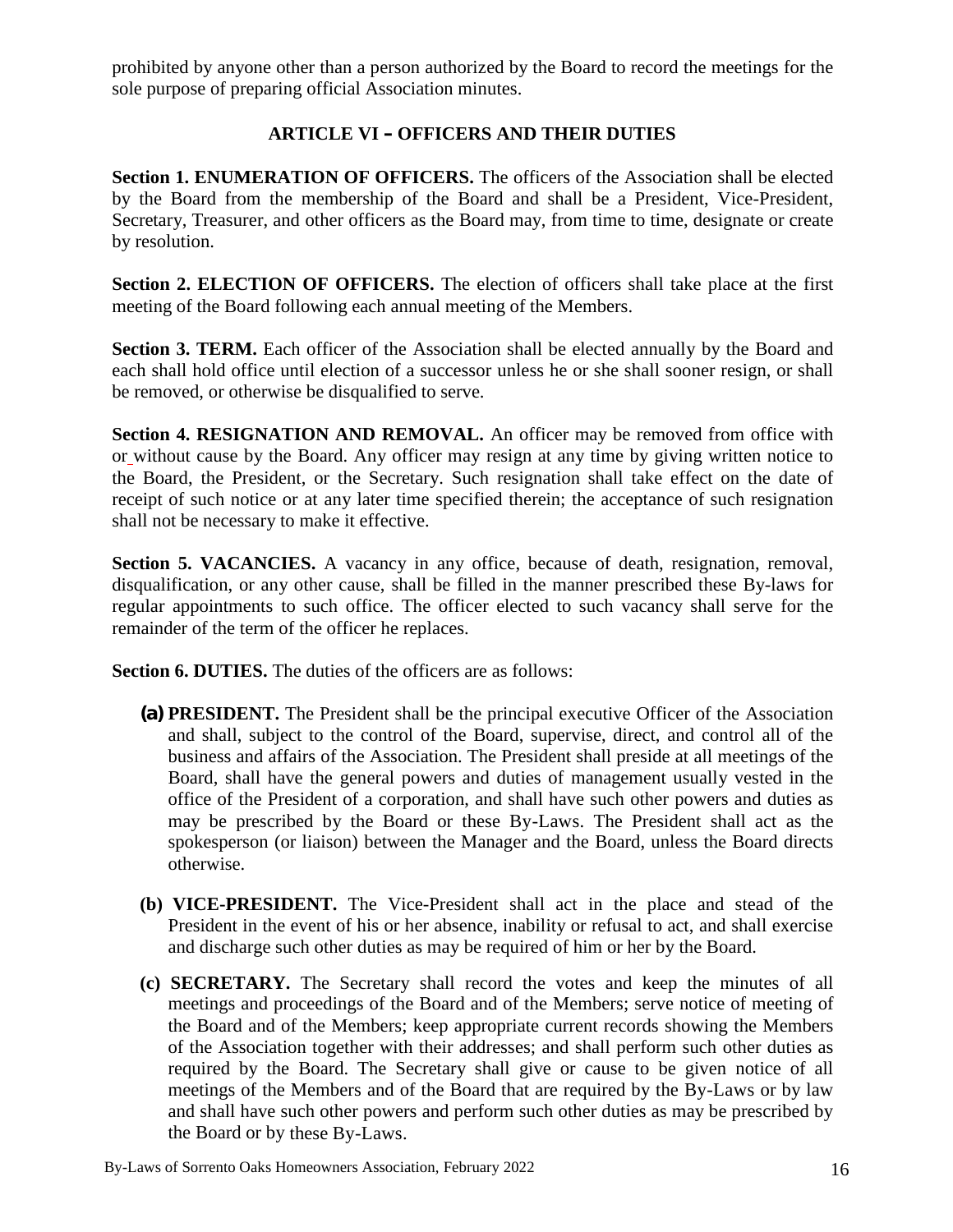prohibited by anyone other than a person authorized by the Board to record the meetings for the sole purpose of preparing official Association minutes.

## ARTICLE VI – OFFICERS AND THEIR DUTIES

**Section 1. ENUMERATION OF OFFICERS.** The officers of the Association shall be elected by the Board from the membership of the Board and shall be a President, Vice-President, Secretary, Treasurer, and other officers as the Board may, from time to time, designate or create by resolution.

**Section 2. ELECTION OF OFFICERS.** The election of officers shall take place at the first meeting of the Board following each annual meeting of the Members.

**Section 3. TERM.** Each officer of the Association shall be elected annually by the Board and each shall hold office until election of a successor unless he or she shall sooner resign, or shall be removed, or otherwise be disqualified to serve.

**Section 4. RESIGNATION AND REMOVAL.** An officer may be removed from office with or without cause by the Board. Any officer may resign at any time by giving written notice to the Board, the President, or the Secretary. Such resignation shall take effect on the date of receipt of such notice or at any later time specified therein; the acceptance of such resignation shall not be necessary to make it effective.

**Section 5. VACANCIES.** A vacancy in any office, because of death, resignation, removal, disqualification, or any other cause, shall be filled in the manner prescribed these By-laws for regular appointments to such office. The officer elected to such vacancy shall serve for the remainder of the term of the officer he replaces.

**Section 6. DUTIES.** The duties of the officers are as follows:

**(a) PRESIDENT.** The President shall be the principal executive Officer of the Association and shall, subject to the control of the Board, supervise, direct, and control all of the business and affairs of the Association. The President shall preside at all meetings of the Board, shall have the general powers and duties of management usually vested in the office of the President of a corporation, and shall have such other powers and duties as may be prescribed by the Board or these By-Laws. The President shall act as the spokesperson (or liaison) between the Manager and the Board, unless the Board directs otherwise.

**(b) VICE-PRESIDENT.** The Vice-President shall act in the place and stead of the President in the event of his or her absence, inability or refusal to act, and shall exercise and discharge such other duties as may be required of him or her by the Board.

**(c) SECRETARY.** The Secretary shall record the votes and keep the minutes of all meetings and proceedings of the Board and of the Members; serve notice of meeting of the Board and of the Members; keep appropriate current records showing the Members of the Association together with their addresses; and shall perform such other duties as required by the Board. The Secretary shall give or cause to be given notice of all meetings of the Members and of the Board that are required by the By-Laws or by law and shall have such other powers and perform such other duties as may be prescribed by the Board or by these By-Laws.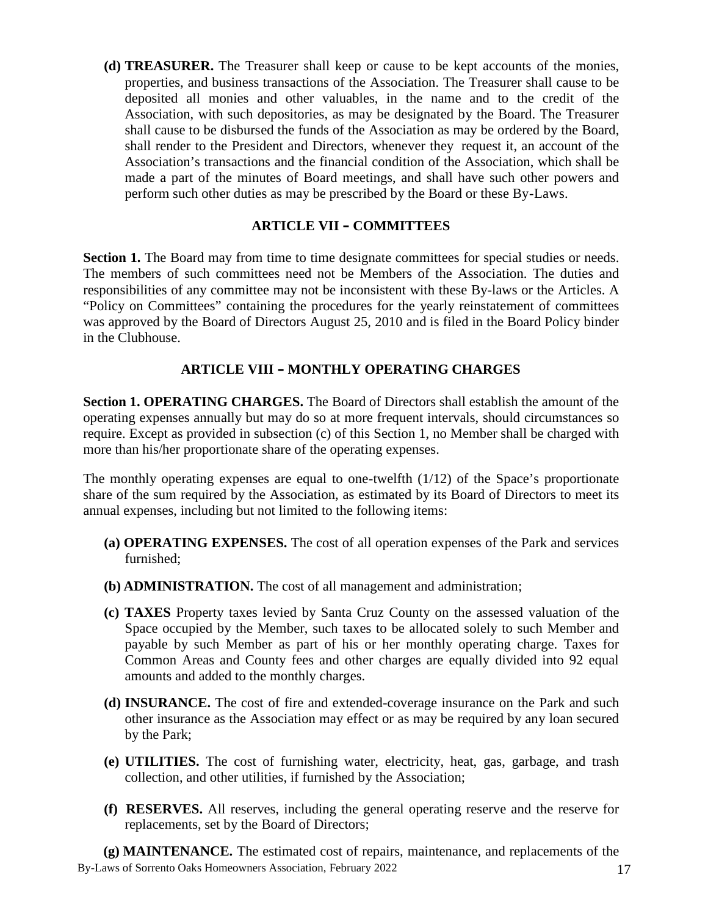**(d) TREASURER.** The Treasurer shall keep or cause to be kept accounts of the monies, properties, and business transactions of the Association. The Treasurer shall cause to be deposited all monies and other valuables, in the name and to the credit of the Association, with such depositories, as may be designated by the Board. The Treasurer shall cause to be disbursed the funds of the Association as may be ordered by the Board, shall render to the President and Directors, whenever they request it, an account of the Association's transactions and the financial condition of the Association, which shall be made a part of the minutes of Board meetings, and shall have such other powers and perform such other duties as may be prescribed by the Board or these By-Laws.

## ARTICLE VII – COMMITTEES

**Section 1.** The Board may from time to time designate committees for special studies or needs. The members of such committees need not be Members of the Association. The duties and responsibilities of any committee may not be inconsistent with these By-laws or the Articles. A "Policy on Committees" containing the procedures for the yearly reinstatement of committees was approved by the Board of Directors August 25, 2010 and is filed in the Board Policy binder in the Clubhouse.

## ARTICLE VIII – MONTHLY OPERATING CHARGES

**Section 1. OPERATING CHARGES.** The Board of Directors shall establish the amount of the operating expenses annually but may do so at more frequent intervals, should circumstances so require. Except as provided in subsection (c) of this Section 1, no Member shall be charged with more than his/her proportionate share of the operating expenses.

The monthly operating expenses are equal to one-twelfth (1/12) of the Space's proportionate share of the sum required by the Association, as estimated by its Board of Directors to meet its annual expenses, including but not limited to the following items:

**(a) OPERATING EXPENSES.** The cost of all operation expenses of the Park and services furnished;

**(b) ADMINISTRATION.** The cost of all management and administration;

**(c) TAXES** Property taxes levied by Santa Cruz County on the assessed valuation of the Space occupied by the Member, such taxes to be allocated solely to such Member and payable by such Member as part of his or her monthly operating charge. Taxes for Common Areas and County fees and other charges are equally divided into 92 equal amounts and added to the monthly charges.

**(d) INSURANCE.** The cost of fire and extended-coverage insurance on the Park and such other insurance as the Association may effect or as may be required by any loan secured by the Park;

**(e) UTILITIES.** The cost of furnishing water, electricity, heat, gas, garbage, and trash collection, and other utilities, if furnished by the Association;

**(f) RESERVES.** All reserves, including the general operating reserve and the reserve for replacements, set by the Board of Directors;

**(g) MAINTENANCE.** The estimated cost of repairs, maintenance, and replacements of the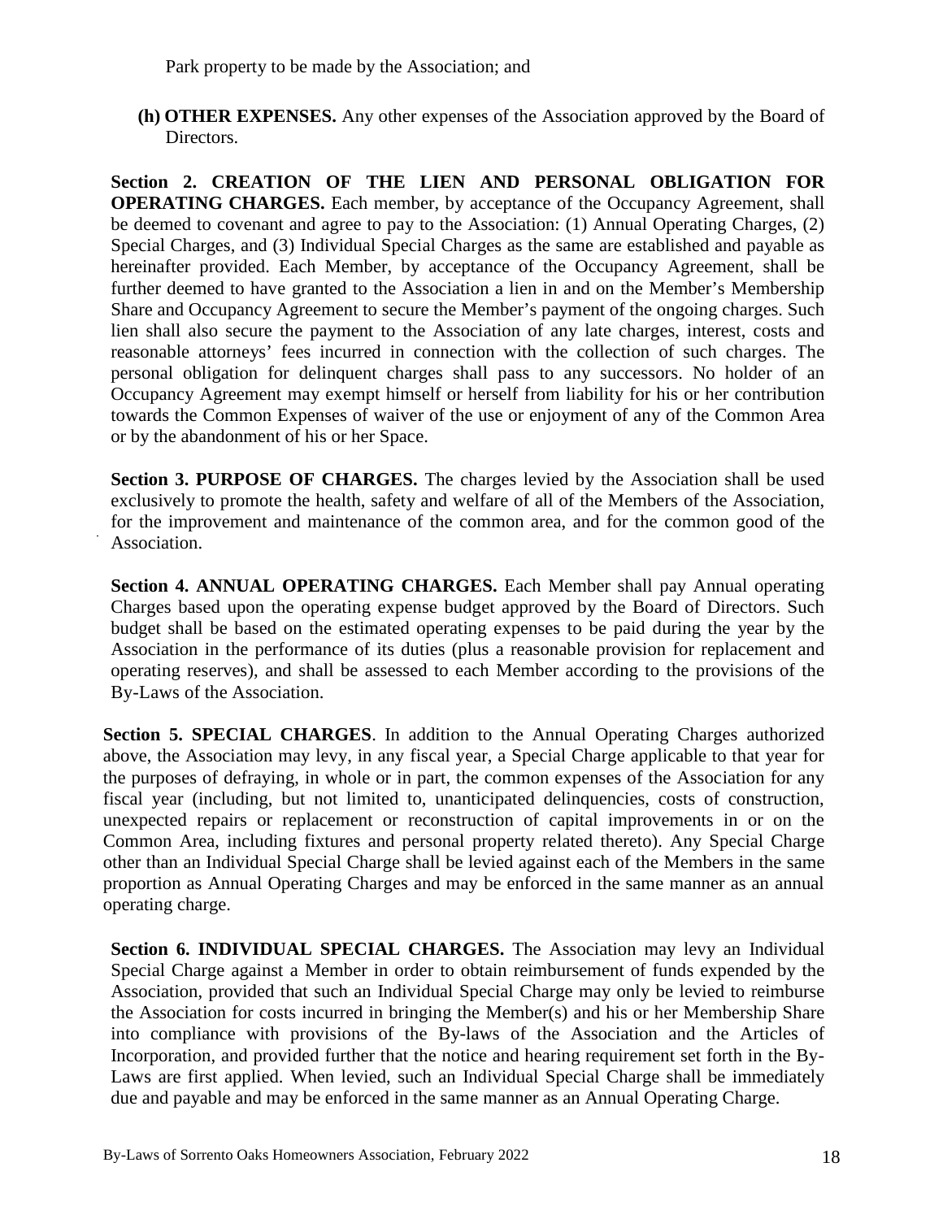Park property to be made by the Association; and

**(h) OTHER EXPENSES.** Any other expenses of the Association approved by the Board of Directors.

**Section 2. CREATION OF THE LIEN AND PERSONAL OBLIGATION FOR OPERATING CHARGES.** Each member, by acceptance of the Occupancy Agreement, shall be deemed to covenant and agree to pay to the Association: (1) Annual Operating Charges, (2) Special Charges, and (3) Individual Special Charges as the same are established and payable as hereinafter provided. Each Member, by acceptance of the Occupancy Agreement, shall be further deemed to have granted to the Association a lien in and on the Member's Membership Share and Occupancy Agreement to secure the Member's payment of the ongoing charges. Such lien shall also secure the payment to the Association of any late charges, interest, costs and reasonable attorneys' fees incurred in connection with the collection of such charges. The personal obligation for delinquent charges shall pass to any successors. No holder of an Occupancy Agreement may exempt himself or herself from liability for his or her contribution towards the Common Expenses of waiver of the use or enjoyment of any of the Common Area or by the abandonment of his or her Space.

**Section 3. PURPOSE OF CHARGES.** The charges levied by the Association shall be used exclusively to promote the health, safety and welfare of all of the Members of the Association, for the improvement and maintenance of the common area, and for the common good of the Association.

**Section 4. ANNUAL OPERATING CHARGES.** Each Member shall pay Annual operating Charges based upon the operating expense budget approved by the Board of Directors. Such budget shall be based on the estimated operating expenses to be paid during the year by the Association in the performance of its duties (plus a reasonable provision for replacement and operating reserves), and shall be assessed to each Member according to the provisions of the By-Laws of the Association.

**Section 5. SPECIAL CHARGES**. In addition to the Annual Operating Charges authorized above, the Association may levy, in any fiscal year, a Special Charge applicable to that year for the purposes of defraying, in whole or in part, the common expenses of the Association for any fiscal year (including, but not limited to, unanticipated delinquencies, costs of construction, unexpected repairs or replacement or reconstruction of capital improvements in or on the Common Area, including fixtures and personal property related thereto). Any Special Charge other than an Individual Special Charge shall be levied against each of the Members in the same proportion as Annual Operating Charges and may be enforced in the same manner as an annual operating charge.

**Section 6. INDIVIDUAL SPECIAL CHARGES.** The Association may levy an Individual Special Charge against a Member in order to obtain reimbursement of funds expended by the Association, provided that such an Individual Special Charge may only be levied to reimburse the Association for costs incurred in bringing the Member(s) and his or her Membership Share into compliance with provisions of the By-laws of the Association and the Articles of Incorporation, and provided further that the notice and hearing requirement set forth in the By-Laws are first applied. When levied, such an Individual Special Charge shall be immediately due and payable and may be enforced in the same manner as an Annual Operating Charge.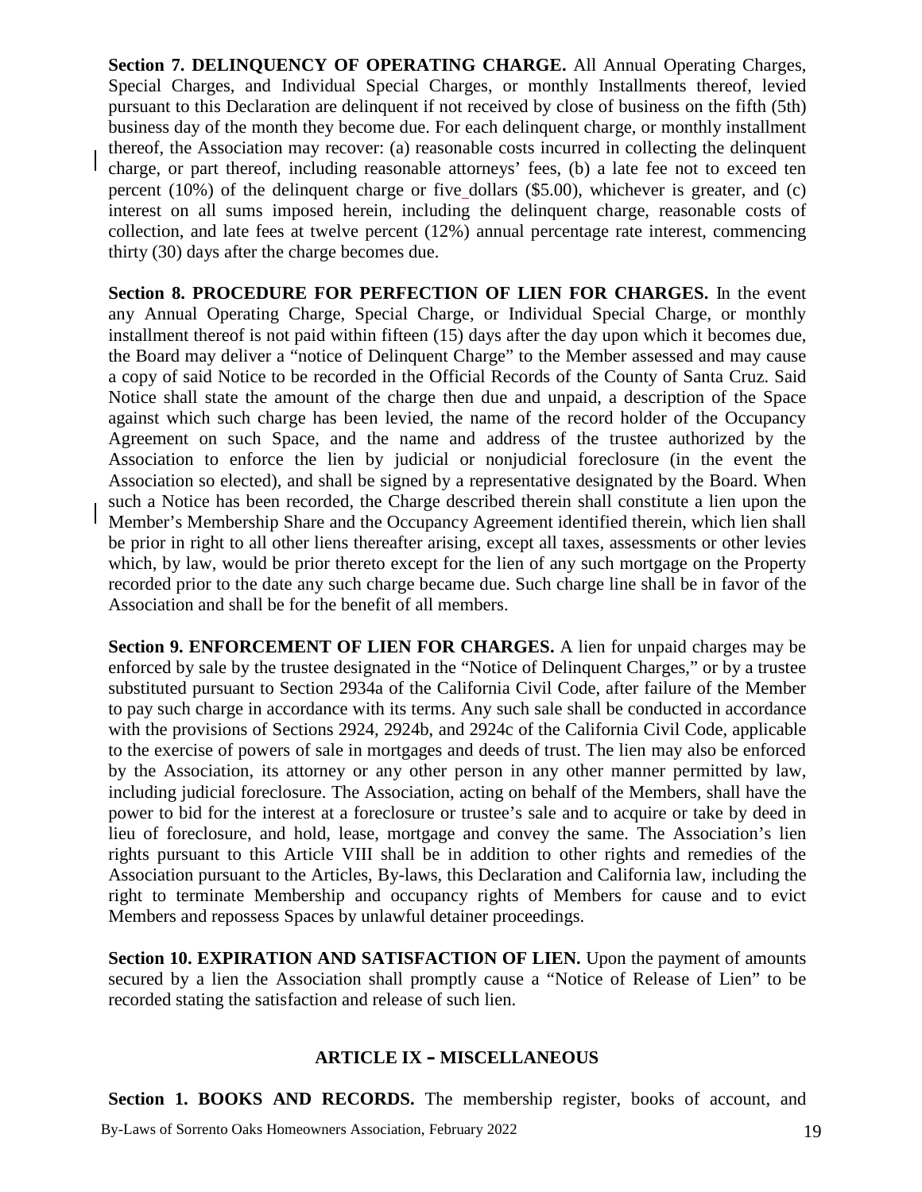**Section 7. DELINQUENCY OF OPERATING CHARGE.** All Annual Operating Charges, Special Charges, and Individual Special Charges, or monthly Installments thereof, levied pursuant to this Declaration are delinquent if not received by close of business on the fifth (5th) business day of the month they become due. For each delinquent charge, or monthly installment thereof, the Association may recover: (a) reasonable costs incurred in collecting the delinquent charge, or part thereof, including reasonable attorneys' fees, (b) a late fee not to exceed ten percent (10%) of the delinquent charge or five dollars ($5.00), whichever is greater, and (c) interest on all sums imposed herein, including the delinquent charge, reasonable costs of collection, and late fees at twelve percent (12%) annual percentage rate interest, commencing thirty (30) days after the charge becomes due.

**Section 8. PROCEDURE FOR PERFECTION OF LIEN FOR CHARGES.** In the event any Annual Operating Charge, Special Charge, or Individual Special Charge, or monthly installment thereof is not paid within fifteen (15) days after the day upon which it becomes due, the Board may deliver a "notice of Delinquent Charge" to the Member assessed and may cause a copy of said Notice to be recorded in the Official Records of the County of Santa Cruz. Said Notice shall state the amount of the charge then due and unpaid, a description of the Space against which such charge has been levied, the name of the record holder of the Occupancy Agreement on such Space, and the name and address of the trustee authorized by the Association to enforce the lien by judicial or nonjudicial foreclosure (in the event the Association so elected), and shall be signed by a representative designated by the Board. When such a Notice has been recorded, the Charge described therein shall constitute a lien upon the Member's Membership Share and the Occupancy Agreement identified therein, which lien shall be prior in right to all other liens thereafter arising, except all taxes, assessments or other levies which, by law, would be prior thereto except for the lien of any such mortgage on the Property recorded prior to the date any such charge became due. Such charge line shall be in favor of the Association and shall be for the benefit of all members.

**Section 9. ENFORCEMENT OF LIEN FOR CHARGES.** A lien for unpaid charges may be enforced by sale by the trustee designated in the "Notice of Delinquent Charges," or by a trustee substituted pursuant to Section 2934a of the California Civil Code, after failure of the Member to pay such charge in accordance with its terms. Any such sale shall be conducted in accordance with the provisions of Sections 2924, 2924b, and 2924c of the California Civil Code, applicable to the exercise of powers of sale in mortgages and deeds of trust. The lien may also be enforced by the Association, its attorney or any other person in any other manner permitted by law, including judicial foreclosure. The Association, acting on behalf of the Members, shall have the power to bid for the interest at a foreclosure or trustee's sale and to acquire or take by deed in lieu of foreclosure, and hold, lease, mortgage and convey the same. The Association's lien rights pursuant to this Article VIII shall be in addition to other rights and remedies of the Association pursuant to the Articles, By-laws, this Declaration and California law, including the right to terminate Membership and occupancy rights of Members for cause and to evict Members and repossess Spaces by unlawful detainer proceedings.

**Section 10. EXPIRATION AND SATISFACTION OF LIEN.** Upon the payment of amounts secured by a lien the Association shall promptly cause a "Notice of Release of Lien" to be recorded stating the satisfaction and release of such lien.

## ARTICLE IX – MISCELLANEOUS

**Section 1. BOOKS AND RECORDS.** The membership register, books of account, and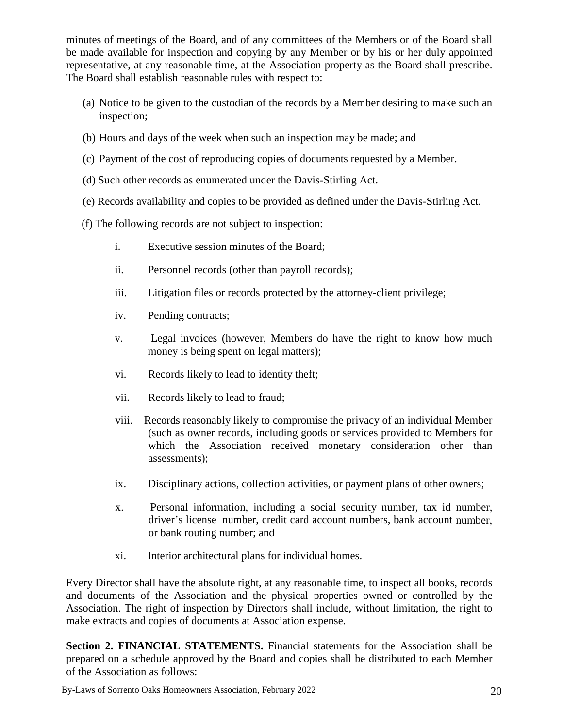minutes of meetings of the Board, and of any committees of the Members or of the Board shall be made available for inspection and copying by any Member or by his or her duly appointed representative, at any reasonable time, at the Association property as the Board shall prescribe. The Board shall establish reasonable rules with respect to:

(a) Notice to be given to the custodian of the records by a Member desiring to make such an inspection;

(b) Hours and days of the week when such an inspection may be made; and

(c) Payment of the cost of reproducing copies of documents requested by a Member.

(d) Such other records as enumerated under the Davis-Stirling Act.

(e) Records availability and copies to be provided as defined under the Davis-Stirling Act.

(f) The following records are not subject to inspection:

i. Executive session minutes of the Board;

ii. Personnel records (other than payroll records);

iii. Litigation files or records protected by the attorney-client privilege;

iv. Pending contracts;

v. Legal invoices (however, Members do have the right to know how much money is being spent on legal matters);

vi. Records likely to lead to identity theft;

vii. Records likely to lead to fraud;

viii. Records reasonably likely to compromise the privacy of an individual Member (such as owner records, including goods or services provided to Members for which the Association received monetary consideration other than assessments);

ix. Disciplinary actions, collection activities, or payment plans of other owners;

x. Personal information, including a social security number, tax id number, driver's license number, credit card account numbers, bank account number, or bank routing number; and

xi. Interior architectural plans for individual homes.

Every Director shall have the absolute right, at any reasonable time, to inspect all books, records and documents of the Association and the physical properties owned or controlled by the Association. The right of inspection by Directors shall include, without limitation, the right to make extracts and copies of documents at Association expense.

**Section 2. FINANCIAL STATEMENTS.** Financial statements for the Association shall be prepared on a schedule approved by the Board and copies shall be distributed to each Member of the Association as follows: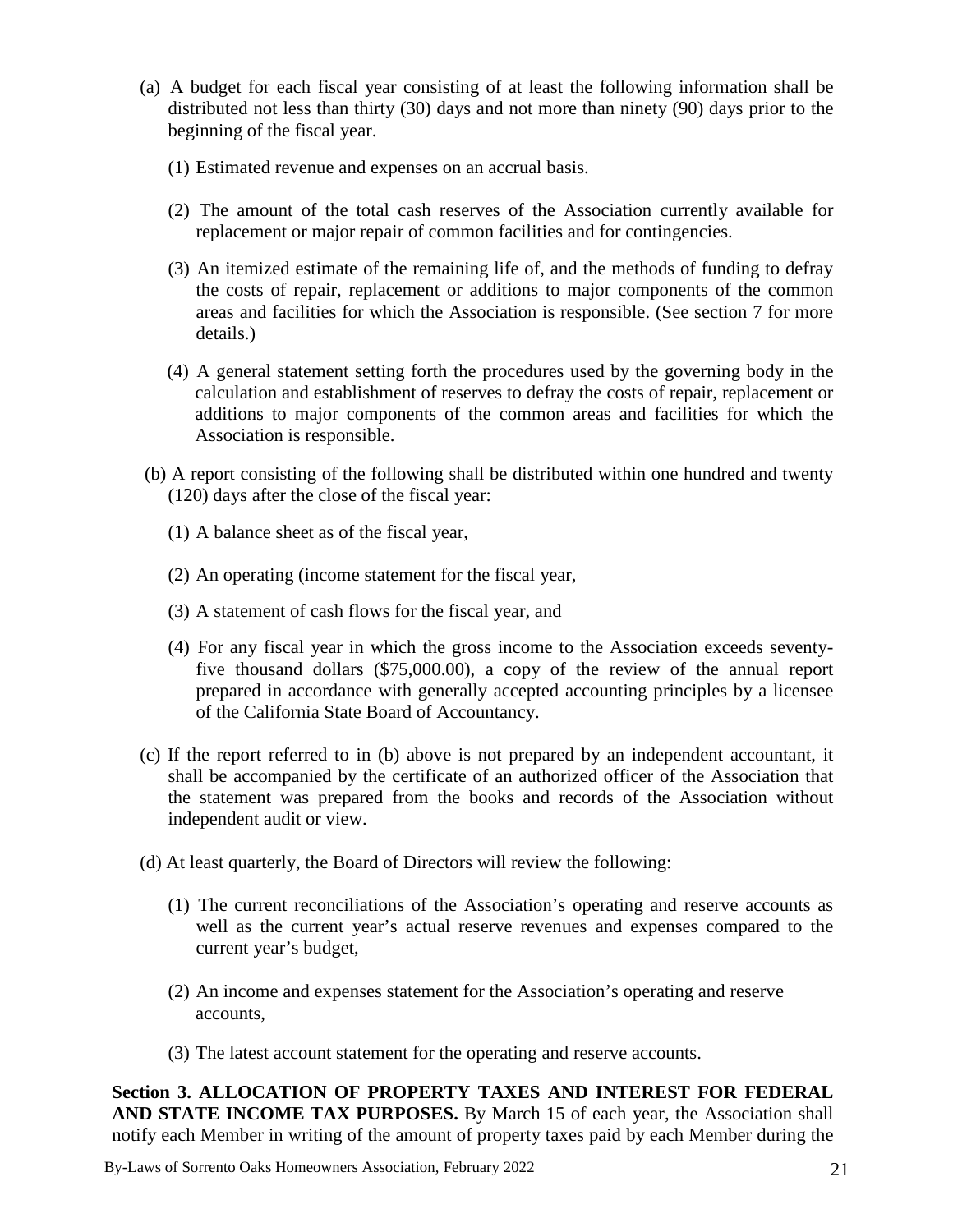(a) A budget for each fiscal year consisting of at least the following information shall be distributed not less than thirty (30) days and not more than ninety (90) days prior to the beginning of the fiscal year.

(1) Estimated revenue and expenses on an accrual basis.

(2) The amount of the total cash reserves of the Association currently available for replacement or major repair of common facilities and for contingencies.

(3) An itemized estimate of the remaining life of, and the methods of funding to defray the costs of repair, replacement or additions to major components of the common areas and facilities for which the Association is responsible. (See section 7 for more details.)

(4) A general statement setting forth the procedures used by the governing body in the calculation and establishment of reserves to defray the costs of repair, replacement or additions to major components of the common areas and facilities for which the Association is responsible.

(b) A report consisting of the following shall be distributed within one hundred and twenty (120) days after the close of the fiscal year:

(1) A balance sheet as of the fiscal year,

(2) An operating (income statement for the fiscal year,

(3) A statement of cash flows for the fiscal year, and

(4) For any fiscal year in which the gross income to the Association exceeds seventy-five thousand dollars ($75,000.00), a copy of the review of the annual report prepared in accordance with generally accepted accounting principles by a licensee of the California State Board of Accountancy.

(c) If the report referred to in (b) above is not prepared by an independent accountant, it shall be accompanied by the certificate of an authorized officer of the Association that the statement was prepared from the books and records of the Association without independent audit or view.

(d) At least quarterly, the Board of Directors will review the following:

(1) The current reconciliations of the Association's operating and reserve accounts as well as the current year's actual reserve revenues and expenses compared to the current year's budget,

(2) An income and expenses statement for the Association's operating and reserve accounts,

(3) The latest account statement for the operating and reserve accounts.

**Section 3. ALLOCATION OF PROPERTY TAXES AND INTEREST FOR FEDERAL AND STATE INCOME TAX PURPOSES.** By March 15 of each year, the Association shall notify each Member in writing of the amount of property taxes paid by each Member during the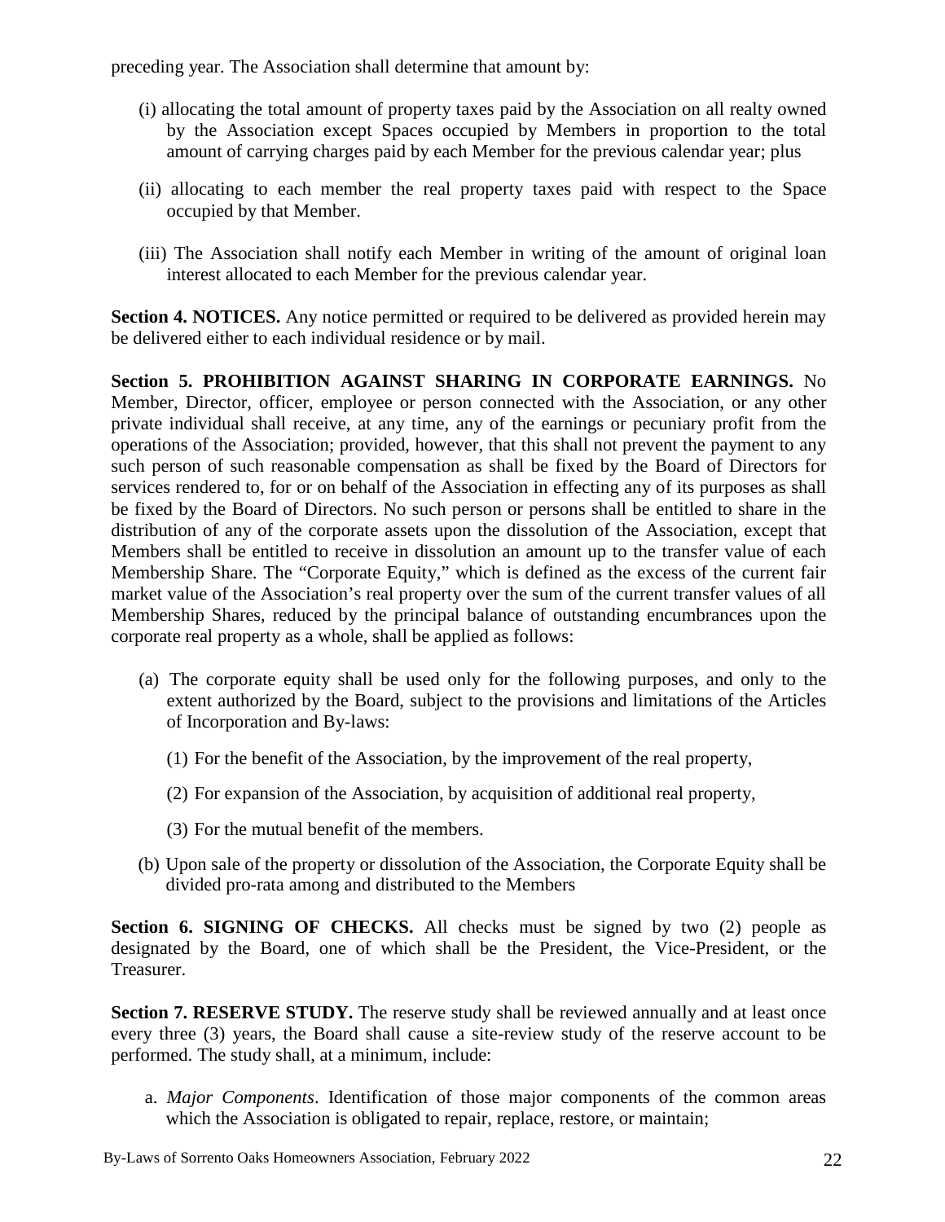preceding year. The Association shall determine that amount by:

(i) allocating the total amount of property taxes paid by the Association on all realty owned by the Association except Spaces occupied by Members in proportion to the total amount of carrying charges paid by each Member for the previous calendar year; plus

(ii) allocating to each member the real property taxes paid with respect to the Space occupied by that Member.

(iii) The Association shall notify each Member in writing of the amount of original loan interest allocated to each Member for the previous calendar year.

**Section 4. NOTICES.** Any notice permitted or required to be delivered as provided herein may be delivered either to each individual residence or by mail.

**Section 5. PROHIBITION AGAINST SHARING IN CORPORATE EARNINGS.** No Member, Director, officer, employee or person connected with the Association, or any other private individual shall receive, at any time, any of the earnings or pecuniary profit from the operations of the Association; provided, however, that this shall not prevent the payment to any such person of such reasonable compensation as shall be fixed by the Board of Directors for services rendered to, for or on behalf of the Association in effecting any of its purposes as shall be fixed by the Board of Directors. No such person or persons shall be entitled to share in the distribution of any of the corporate assets upon the dissolution of the Association, except that Members shall be entitled to receive in dissolution an amount up to the transfer value of each Membership Share. The "Corporate Equity," which is defined as the excess of the current fair market value of the Association's real property over the sum of the current transfer values of all Membership Shares, reduced by the principal balance of outstanding encumbrances upon the corporate real property as a whole, shall be applied as follows:

(a) The corporate equity shall be used only for the following purposes, and only to the extent authorized by the Board, subject to the provisions and limitations of the Articles of Incorporation and By-laws:

(1) For the benefit of the Association, by the improvement of the real property,

(2) For expansion of the Association, by acquisition of additional real property,

(3) For the mutual benefit of the members.

(b) Upon sale of the property or dissolution of the Association, the Corporate Equity shall be divided pro-rata among and distributed to the Members

**Section 6. SIGNING OF CHECKS.** All checks must be signed by two (2) people as designated by the Board, one of which shall be the President, the Vice-President, or the Treasurer.

**Section 7. RESERVE STUDY.** The reserve study shall be reviewed annually and at least once every three (3) years, the Board shall cause a site-review study of the reserve account to be performed. The study shall, at a minimum, include:

a. *Major Components*. Identification of those major components of the common areas which the Association is obligated to repair, replace, restore, or maintain;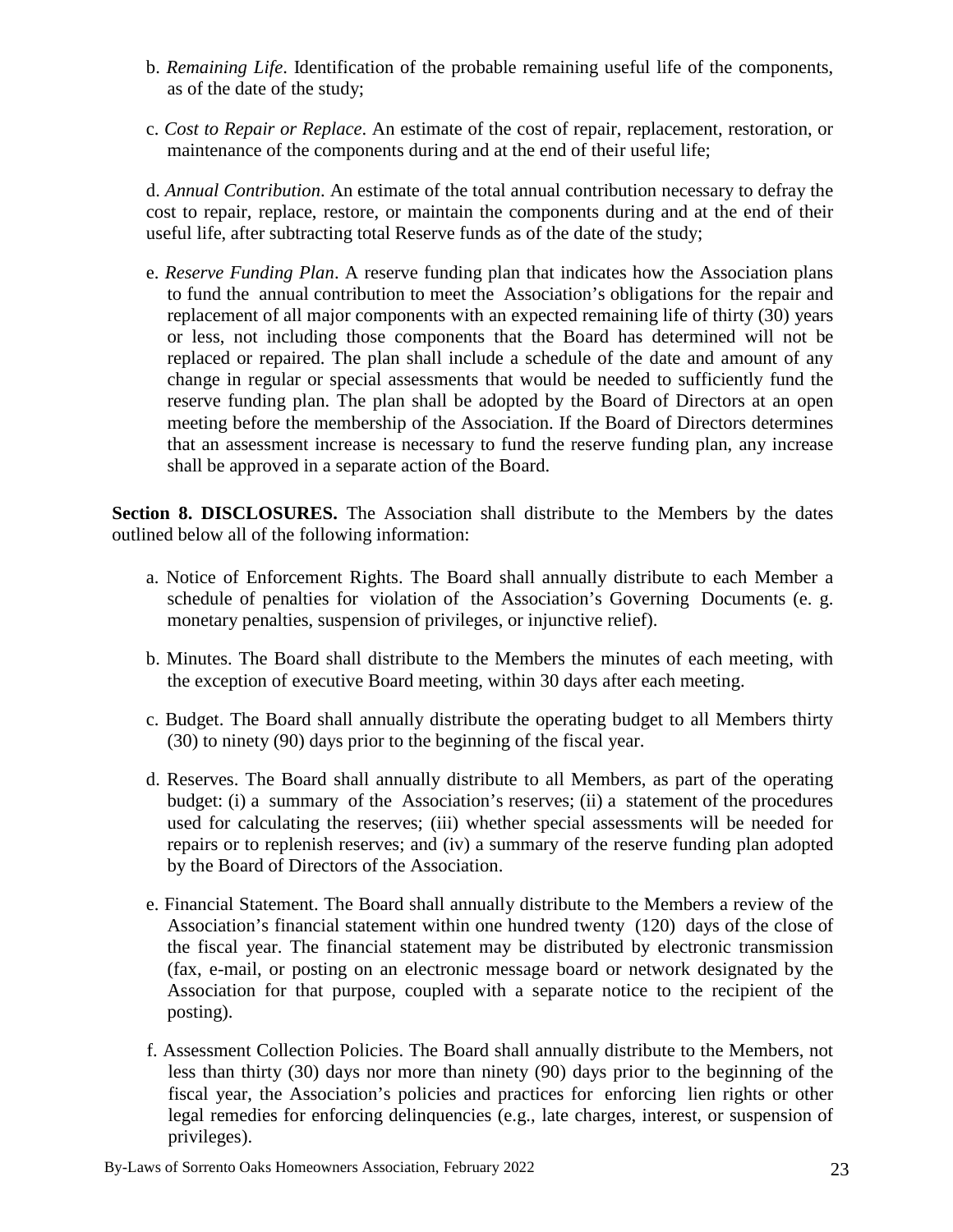b. *Remaining Life*. Identification of the probable remaining useful life of the components, as of the date of the study;

c. *Cost to Repair or Replace*. An estimate of the cost of repair, replacement, restoration, or maintenance of the components during and at the end of their useful life;

d. *Annual Contribution*. An estimate of the total annual contribution necessary to defray the cost to repair, replace, restore, or maintain the components during and at the end of their useful life, after subtracting total Reserve funds as of the date of the study;

e. *Reserve Funding Plan*. A reserve funding plan that indicates how the Association plans to fund the annual contribution to meet the Association's obligations for the repair and replacement of all major components with an expected remaining life of thirty (30) years or less, not including those components that the Board has determined will not be replaced or repaired. The plan shall include a schedule of the date and amount of any change in regular or special assessments that would be needed to sufficiently fund the reserve funding plan. The plan shall be adopted by the Board of Directors at an open meeting before the membership of the Association. If the Board of Directors determines that an assessment increase is necessary to fund the reserve funding plan, any increase shall be approved in a separate action of the Board.

**Section 8. DISCLOSURES.** The Association shall distribute to the Members by the dates outlined below all of the following information:

a. Notice of Enforcement Rights. The Board shall annually distribute to each Member a schedule of penalties for violation of the Association's Governing Documents (e. g. monetary penalties, suspension of privileges, or injunctive relief).

b. Minutes. The Board shall distribute to the Members the minutes of each meeting, with the exception of executive Board meeting, within 30 days after each meeting.

c. Budget. The Board shall annually distribute the operating budget to all Members thirty (30) to ninety (90) days prior to the beginning of the fiscal year.

d. Reserves. The Board shall annually distribute to all Members, as part of the operating budget: (i) a summary of the Association's reserves; (ii) a statement of the procedures used for calculating the reserves; (iii) whether special assessments will be needed for repairs or to replenish reserves; and (iv) a summary of the reserve funding plan adopted by the Board of Directors of the Association.

e. Financial Statement. The Board shall annually distribute to the Members a review of the Association's financial statement within one hundred twenty (120) days of the close of the fiscal year. The financial statement may be distributed by electronic transmission (fax, e-mail, or posting on an electronic message board or network designated by the Association for that purpose, coupled with a separate notice to the recipient of the posting).

f. Assessment Collection Policies. The Board shall annually distribute to the Members, not less than thirty (30) days nor more than ninety (90) days prior to the beginning of the fiscal year, the Association's policies and practices for enforcing lien rights or other legal remedies for enforcing delinquencies (e.g., late charges, interest, or suspension of privileges).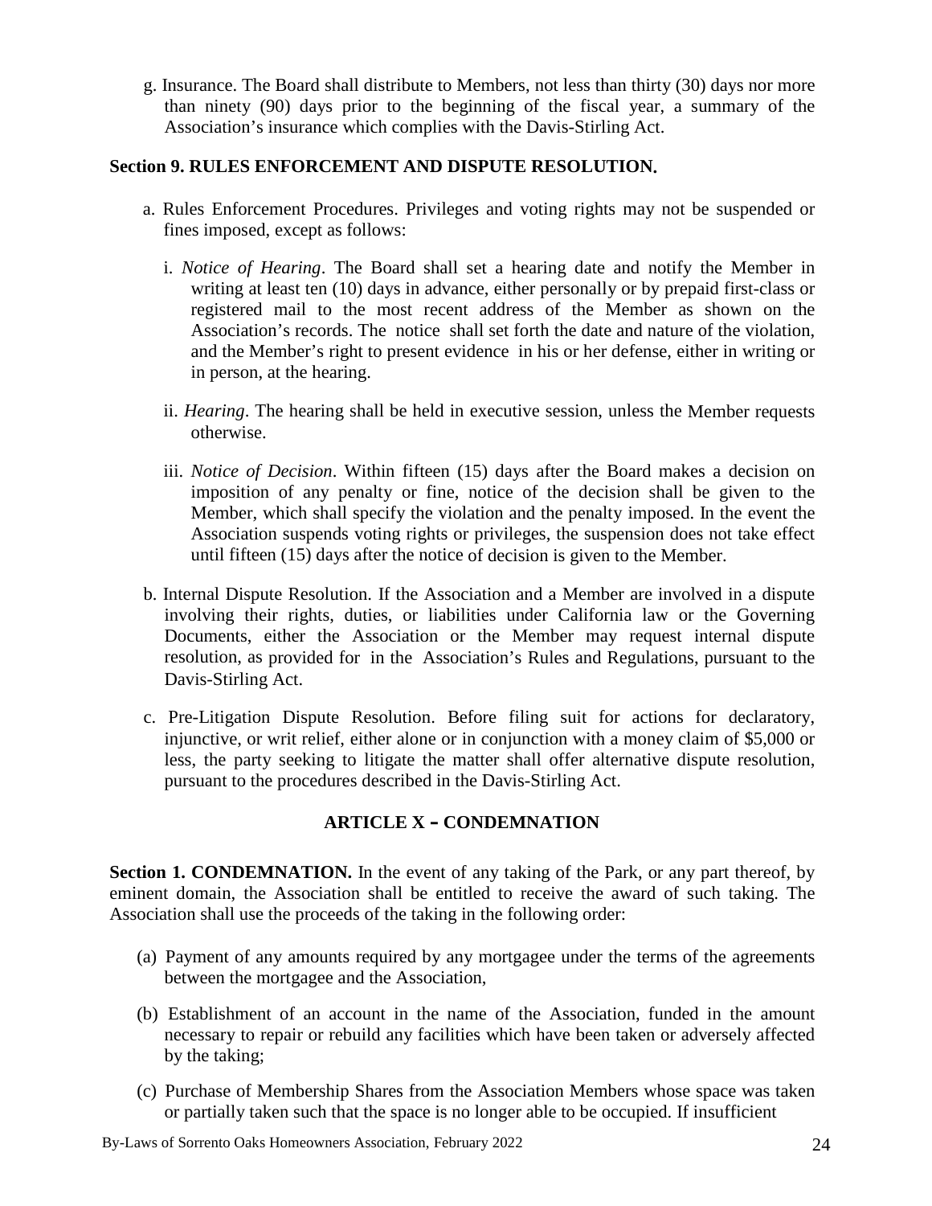g. Insurance. The Board shall distribute to Members, not less than thirty (30) days nor more than ninety (90) days prior to the beginning of the fiscal year, a summary of the Association's insurance which complies with the Davis-Stirling Act.

**Section 9. RULES ENFORCEMENT AND DISPUTE RESOLUTION.**

a. Rules Enforcement Procedures. Privileges and voting rights may not be suspended or fines imposed, except as follows:

i. *Notice of Hearing*. The Board shall set a hearing date and notify the Member in writing at least ten (10) days in advance, either personally or by prepaid first-class or registered mail to the most recent address of the Member as shown on the Association's records. The notice shall set forth the date and nature of the violation, and the Member's right to present evidence in his or her defense, either in writing or in person, at the hearing.

ii. *Hearing*. The hearing shall be held in executive session, unless the Member requests otherwise.

iii. *Notice of Decision*. Within fifteen (15) days after the Board makes a decision on imposition of any penalty or fine, notice of the decision shall be given to the Member, which shall specify the violation and the penalty imposed. In the event the Association suspends voting rights or privileges, the suspension does not take effect until fifteen (15) days after the notice of decision is given to the Member.

b. Internal Dispute Resolution. If the Association and a Member are involved in a dispute involving their rights, duties, or liabilities under California law or the Governing Documents, either the Association or the Member may request internal dispute resolution, as provided for in the Association's Rules and Regulations, pursuant to the Davis-Stirling Act.

c. Pre-Litigation Dispute Resolution. Before filing suit for actions for declaratory, injunctive, or writ relief, either alone or in conjunction with a money claim of $5,000 or less, the party seeking to litigate the matter shall offer alternative dispute resolution, pursuant to the procedures described in the Davis-Stirling Act.

## ARTICLE X – CONDEMNATION

**Section 1. CONDEMNATION.** In the event of any taking of the Park, or any part thereof, by eminent domain, the Association shall be entitled to receive the award of such taking. The Association shall use the proceeds of the taking in the following order:

(a) Payment of any amounts required by any mortgagee under the terms of the agreements between the mortgagee and the Association,

(b) Establishment of an account in the name of the Association, funded in the amount necessary to repair or rebuild any facilities which have been taken or adversely affected by the taking;

(c) Purchase of Membership Shares from the Association Members whose space was taken or partially taken such that the space is no longer able to be occupied. If insufficient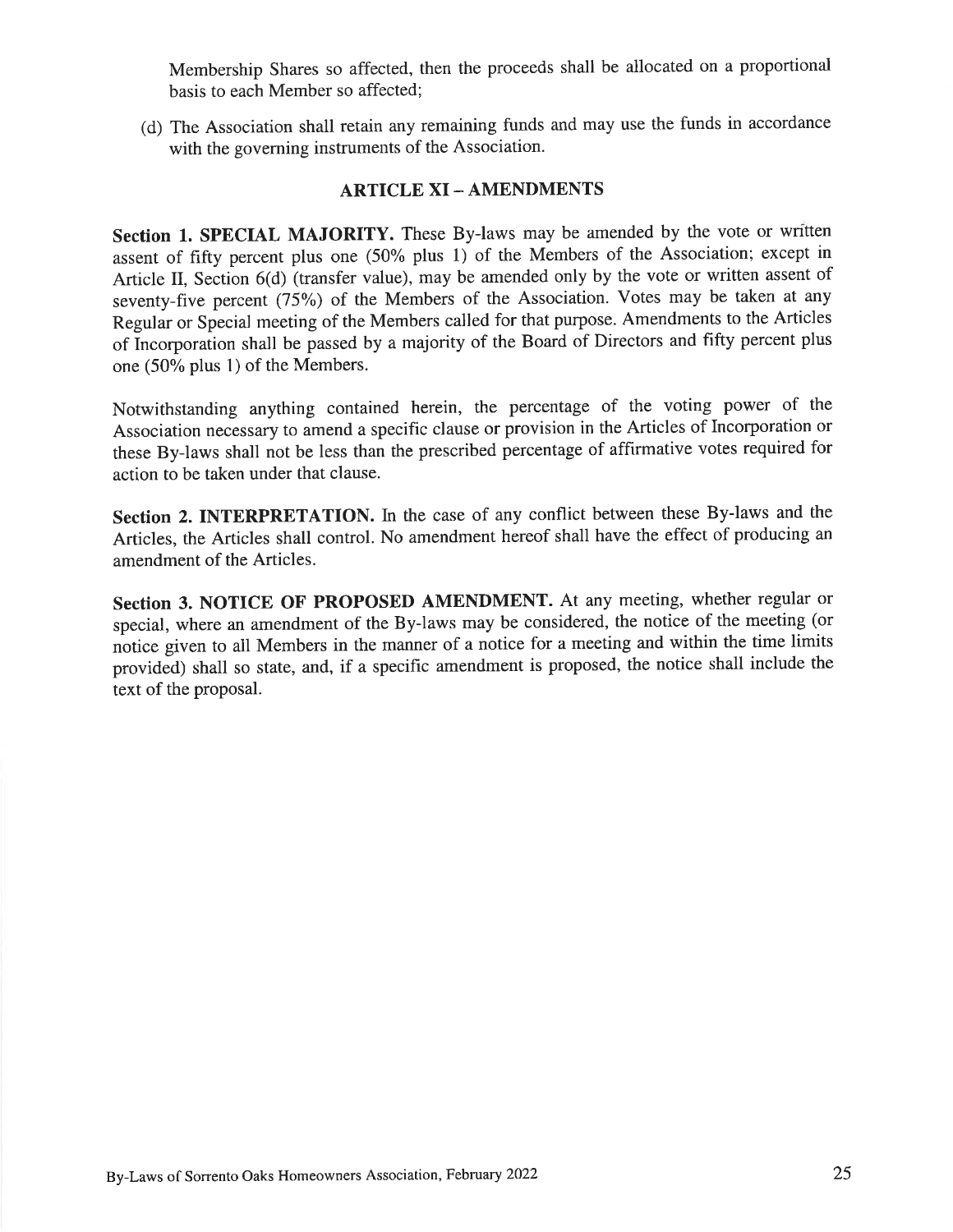Membership Shares so affected, then the proceeds shall be allocated on a proportional basis to each Member so affected;

(d) The Association shall retain any remaining funds and may use the funds in accordance with the governing instruments of the Association.

## ARTICLE XI – AMENDMENTS

**Section 1. SPECIAL MAJORITY.** These By-laws may be amended by the vote or written assent of fifty percent plus one (50% plus 1) of the Members of the Association; except in Article II, Section 6(d) (transfer value), may be amended only by the vote or written assent of seventy-five percent (75%) of the Members of the Association. Votes may be taken at any Regular or Special meeting of the Members called for that purpose. Amendments to the Articles of Incorporation shall be passed by a majority of the Board of Directors and fifty percent plus one (50% plus 1) of the Members.

Notwithstanding anything contained herein, the percentage of the voting power of the Association necessary to amend a specific clause or provision in the Articles of Incorporation or these By-laws shall not be less than the prescribed percentage of affirmative votes required for action to be taken under that clause.

**Section 2. INTERPRETATION.** In the case of any conflict between these By-laws and the Articles, the Articles shall control. No amendment hereof shall have the effect of producing an amendment of the Articles.

**Section 3. NOTICE OF PROPOSED AMENDMENT.** At any meeting, whether regular or special, where an amendment of the By-laws may be considered, the notice of the meeting (or notice given to all Members in the manner of a notice for a meeting and within the time limits provided) shall so state, and, if a specific amendment is proposed, the notice shall include the text of the proposal.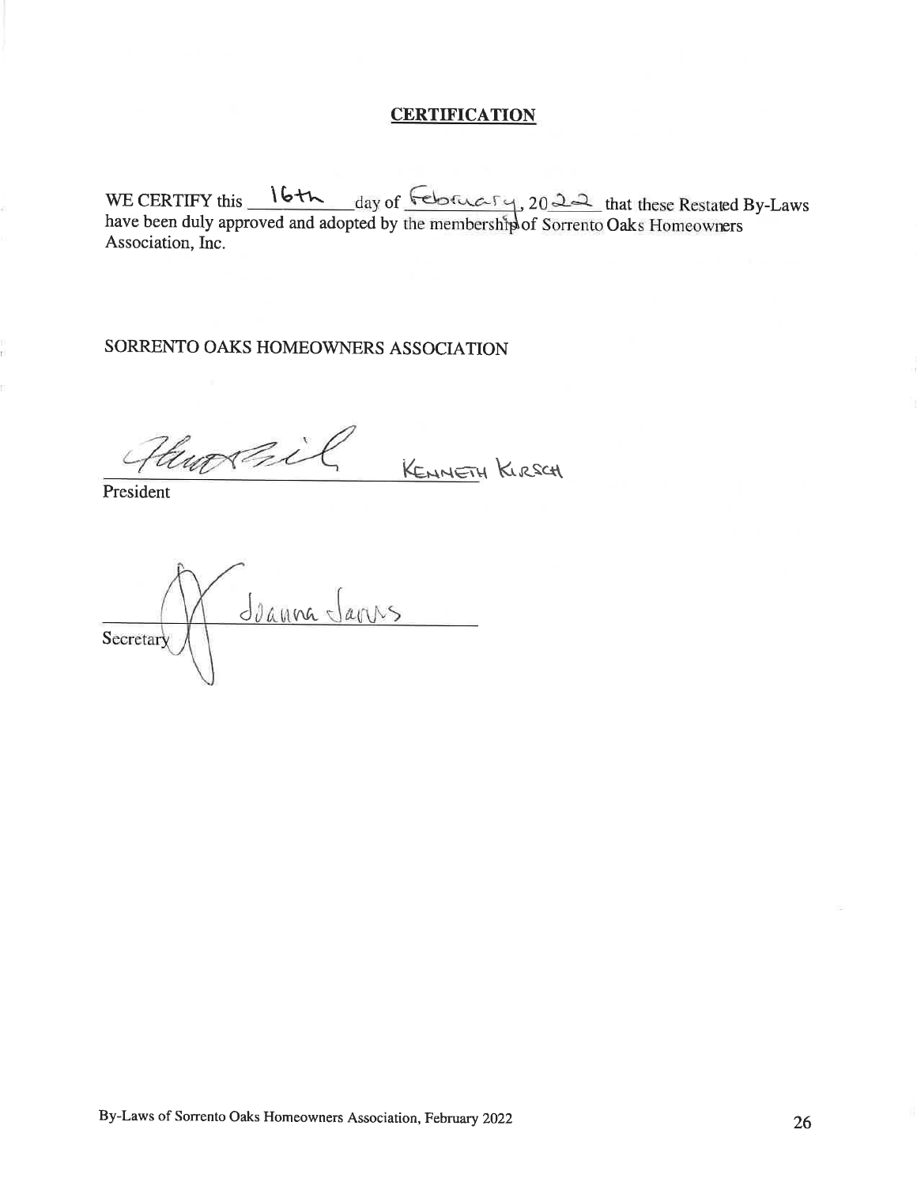## CERTIFICATION

WE CERTIFY this 16th day of February, 2022 that these Restated By-Laws have been duly approved and adopted by the membership of Sorrento Oaks Homeowners Association, Inc.

SORRENTO OAKS HOMEOWNERS ASSOCIATION

KENNETH KIRSCH

President

Joanna Jarvis

Secretary